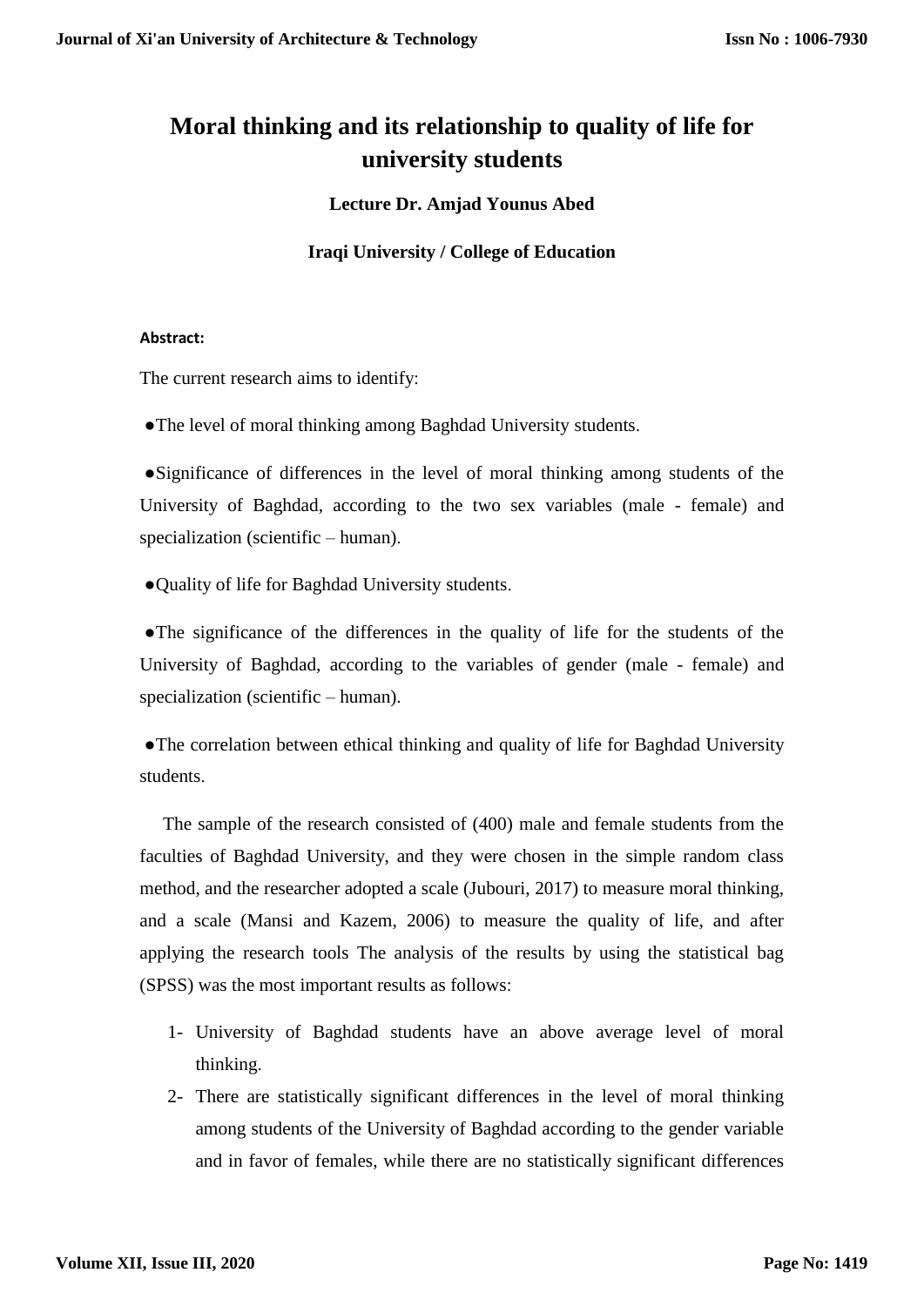# Moral thinking and its relationship to quality of life for university students

**Lecture Dr. Amjad Younus Abed**

**Iraqi University / College of Education**

**Abstract:**

The current research aims to identify:

●The level of moral thinking among Baghdad University students.

●Significance of differences in the level of moral thinking among students of the University of Baghdad, according to the two sex variables (male - female) and specialization (scientific – human).

●Quality of life for Baghdad University students.

●The significance of the differences in the quality of life for the students of the University of Baghdad, according to the variables of gender (male - female) and specialization (scientific – human).

●The correlation between ethical thinking and quality of life for Baghdad University students.

The sample of the research consisted of (400) male and female students from the faculties of Baghdad University, and they were chosen in the simple random class method, and the researcher adopted a scale (Jubouri, 2017) to measure moral thinking, and a scale (Mansi and Kazem, 2006) to measure the quality of life, and after applying the research tools The analysis of the results by using the statistical bag (SPSS) was the most important results as follows:

1- University of Baghdad students have an above average level of moral thinking.
2- There are statistically significant differences in the level of moral thinking among students of the University of Baghdad according to the gender variable and in favor of females, while there are no statistically significant differences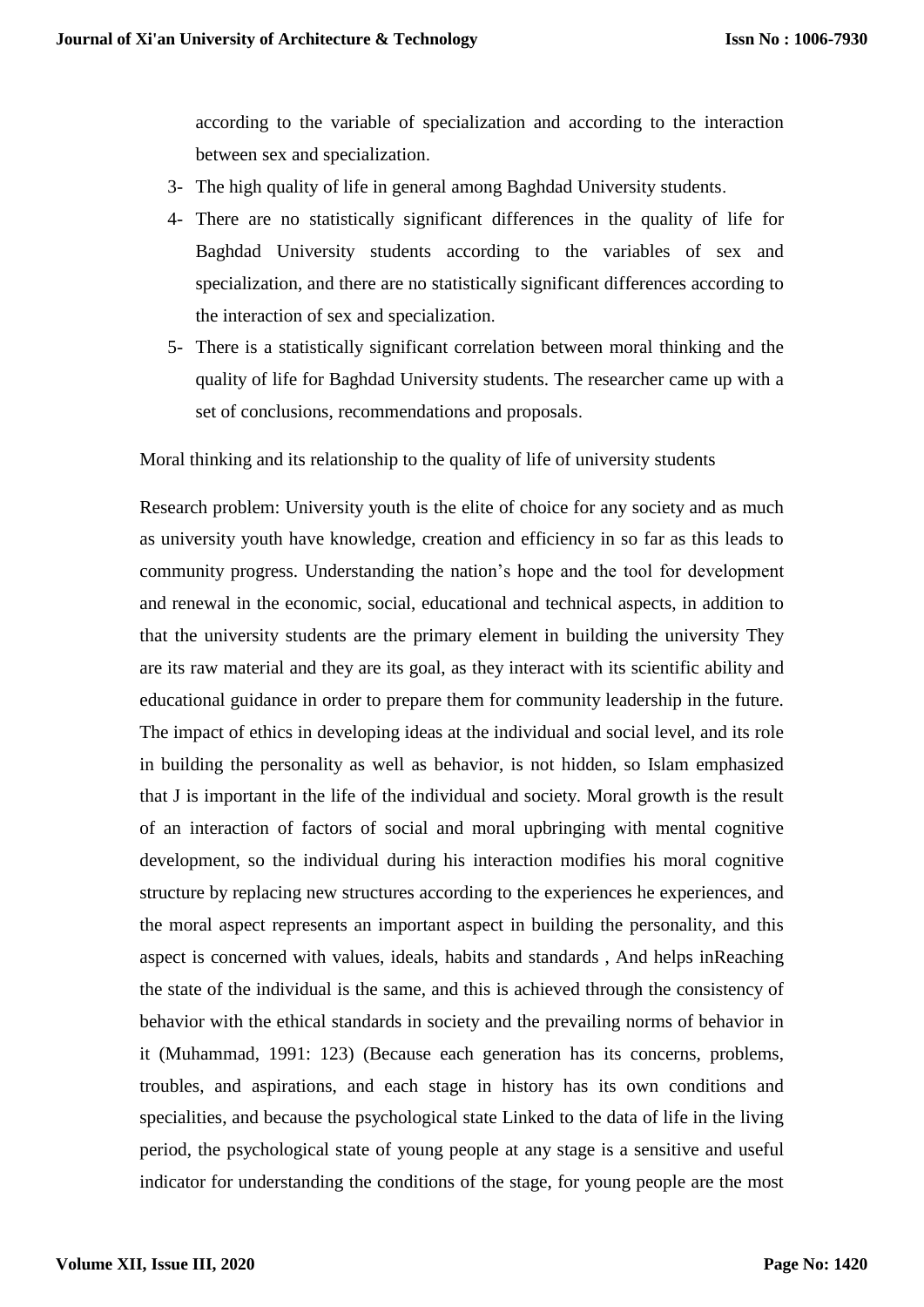according to the variable of specialization and according to the interaction between sex and specialization.

3- The high quality of life in general among Baghdad University students.
4- There are no statistically significant differences in the quality of life for Baghdad University students according to the variables of sex and specialization, and there are no statistically significant differences according to the interaction of sex and specialization.
5- There is a statistically significant correlation between moral thinking and the quality of life for Baghdad University students. The researcher came up with a set of conclusions, recommendations and proposals.

Moral thinking and its relationship to the quality of life of university students

Research problem: University youth is the elite of choice for any society and as much as university youth have knowledge, creation and efficiency in so far as this leads to community progress. Understanding the nation's hope and the tool for development and renewal in the economic, social, educational and technical aspects, in addition to that the university students are the primary element in building the university They are its raw material and they are its goal, as they interact with its scientific ability and educational guidance in order to prepare them for community leadership in the future. The impact of ethics in developing ideas at the individual and social level, and its role in building the personality as well as behavior, is not hidden, so Islam emphasized that J is important in the life of the individual and society. Moral growth is the result of an interaction of factors of social and moral upbringing with mental cognitive development, so the individual during his interaction modifies his moral cognitive structure by replacing new structures according to the experiences he experiences, and the moral aspect represents an important aspect in building the personality, and this aspect is concerned with values, ideals, habits and standards , And helps inReaching the state of the individual is the same, and this is achieved through the consistency of behavior with the ethical standards in society and the prevailing norms of behavior in it (Muhammad, 1991: 123) (Because each generation has its concerns, problems, troubles, and aspirations, and each stage in history has its own conditions and specialities, and because the psychological state Linked to the data of life in the living period, the psychological state of young people at any stage is a sensitive and useful indicator for understanding the conditions of the stage, for young people are the most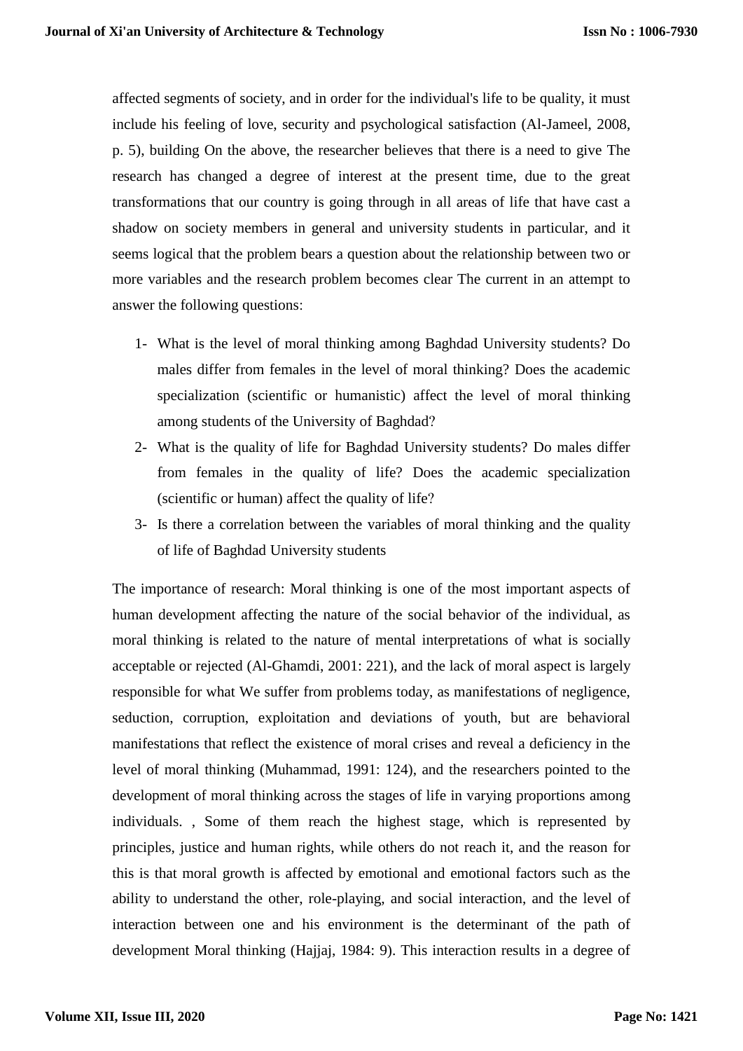affected segments of society, and in order for the individual's life to be quality, it must include his feeling of love, security and psychological satisfaction (Al-Jameel, 2008, p. 5), building On the above, the researcher believes that there is a need to give The research has changed a degree of interest at the present time, due to the great transformations that our country is going through in all areas of life that have cast a shadow on society members in general and university students in particular, and it seems logical that the problem bears a question about the relationship between two or more variables and the research problem becomes clear The current in an attempt to answer the following questions:

1- What is the level of moral thinking among Baghdad University students? Do males differ from females in the level of moral thinking? Does the academic specialization (scientific or humanistic) affect the level of moral thinking among students of the University of Baghdad?
2- What is the quality of life for Baghdad University students? Do males differ from females in the quality of life? Does the academic specialization (scientific or human) affect the quality of life?
3- Is there a correlation between the variables of moral thinking and the quality of life of Baghdad University students

The importance of research: Moral thinking is one of the most important aspects of human development affecting the nature of the social behavior of the individual, as moral thinking is related to the nature of mental interpretations of what is socially acceptable or rejected (Al-Ghamdi, 2001: 221), and the lack of moral aspect is largely responsible for what We suffer from problems today, as manifestations of negligence, seduction, corruption, exploitation and deviations of youth, but are behavioral manifestations that reflect the existence of moral crises and reveal a deficiency in the level of moral thinking (Muhammad, 1991: 124), and the researchers pointed to the development of moral thinking across the stages of life in varying proportions among individuals. , Some of them reach the highest stage, which is represented by principles, justice and human rights, while others do not reach it, and the reason for this is that moral growth is affected by emotional and emotional factors such as the ability to understand the other, role-playing, and social interaction, and the level of interaction between one and his environment is the determinant of the path of development Moral thinking (Hajjaj, 1984: 9). This interaction results in a degree of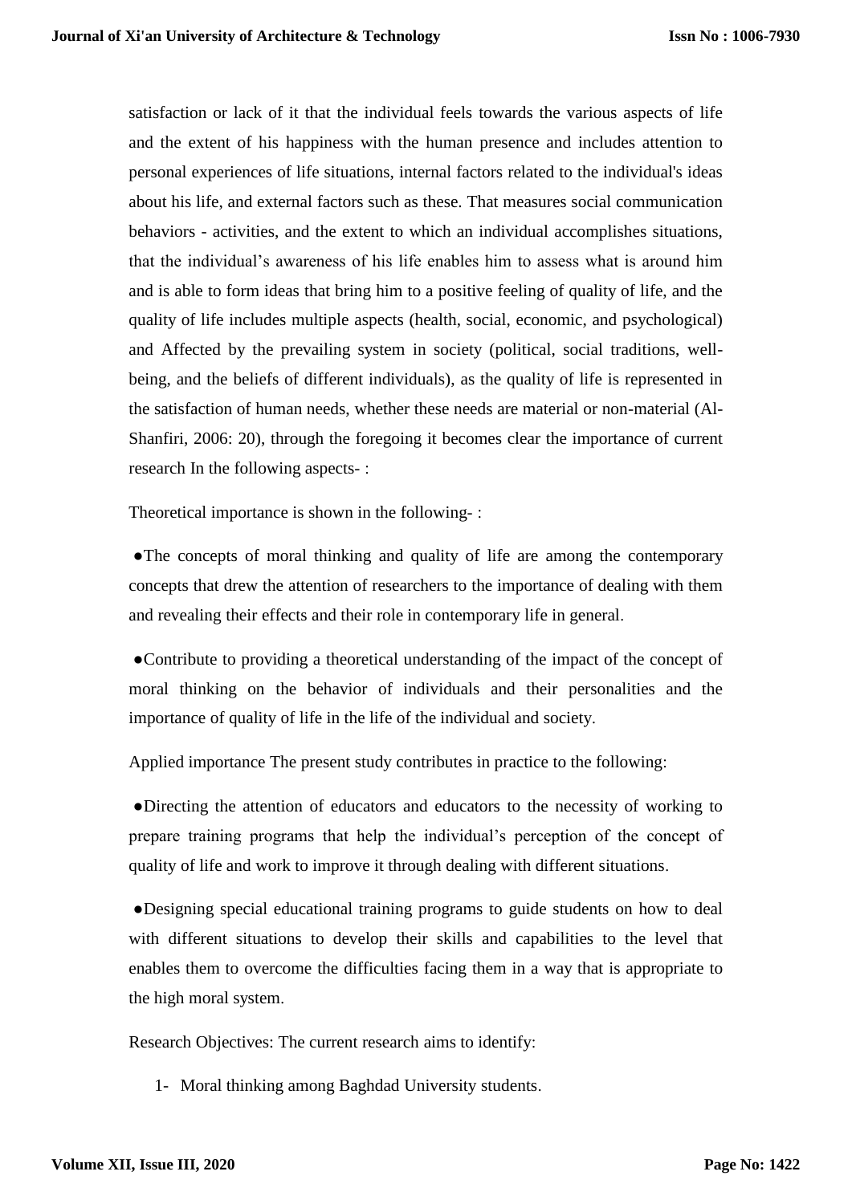satisfaction or lack of it that the individual feels towards the various aspects of life and the extent of his happiness with the human presence and includes attention to personal experiences of life situations, internal factors related to the individual's ideas about his life, and external factors such as these. That measures social communication behaviors - activities, and the extent to which an individual accomplishes situations, that the individual's awareness of his life enables him to assess what is around him and is able to form ideas that bring him to a positive feeling of quality of life, and the quality of life includes multiple aspects (health, social, economic, and psychological) and Affected by the prevailing system in society (political, social traditions, well-being, and the beliefs of different individuals), as the quality of life is represented in the satisfaction of human needs, whether these needs are material or non-material (Al-Shanfiri, 2006: 20), through the foregoing it becomes clear the importance of current research In the following aspects- :

Theoretical importance is shown in the following- :

- The concepts of moral thinking and quality of life are among the contemporary concepts that drew the attention of researchers to the importance of dealing with them and revealing their effects and their role in contemporary life in general.
- Contribute to providing a theoretical understanding of the impact of the concept of moral thinking on the behavior of individuals and their personalities and the importance of quality of life in the life of the individual and society.

Applied importance The present study contributes in practice to the following:

- Directing the attention of educators and educators to the necessity of working to prepare training programs that help the individual's perception of the concept of quality of life and work to improve it through dealing with different situations.
- Designing special educational training programs to guide students on how to deal with different situations to develop their skills and capabilities to the level that enables them to overcome the difficulties facing them in a way that is appropriate to the high moral system.

Research Objectives: The current research aims to identify:

1- Moral thinking among Baghdad University students.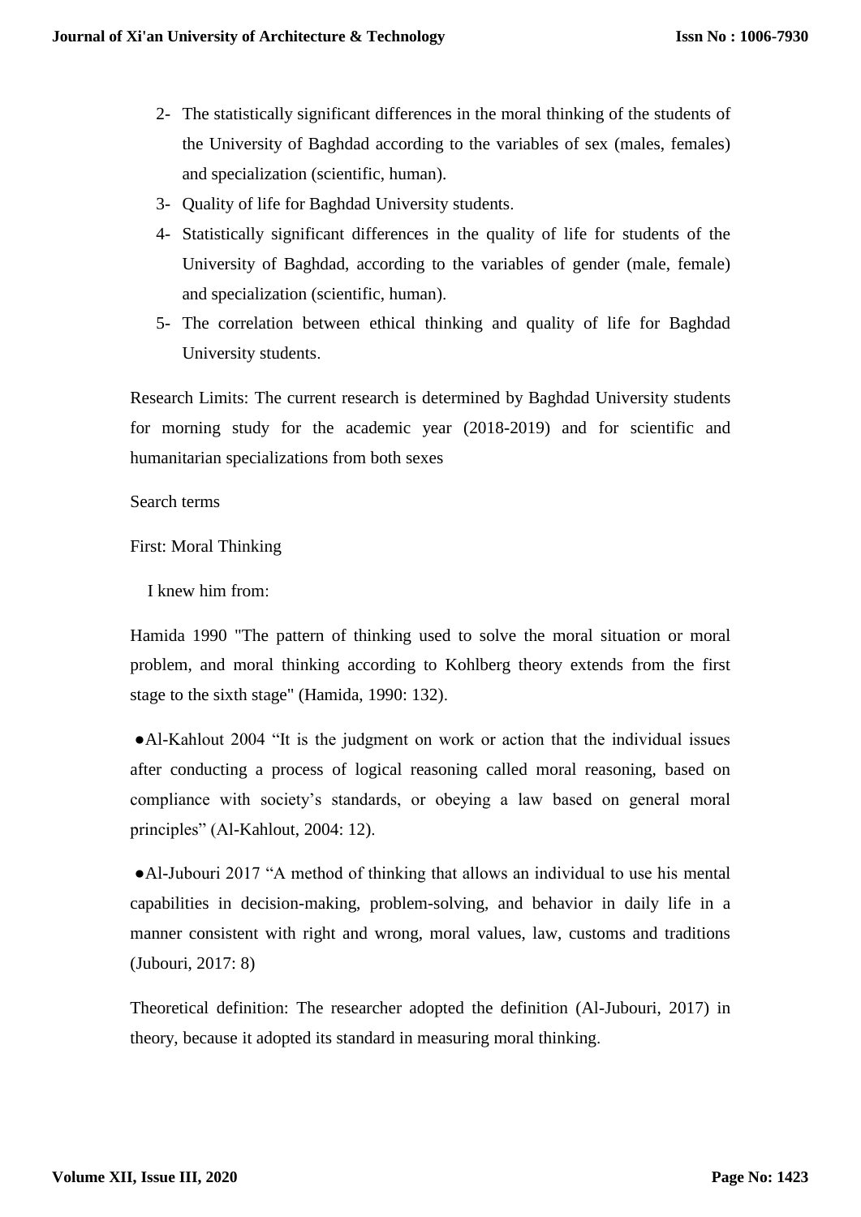2- The statistically significant differences in the moral thinking of the students of the University of Baghdad according to the variables of sex (males, females) and specialization (scientific, human).
3- Quality of life for Baghdad University students.
4- Statistically significant differences in the quality of life for students of the University of Baghdad, according to the variables of gender (male, female) and specialization (scientific, human).
5- The correlation between ethical thinking and quality of life for Baghdad University students.

Research Limits: The current research is determined by Baghdad University students for morning study for the academic year (2018-2019) and for scientific and humanitarian specializations from both sexes

Search terms

First: Moral Thinking

I knew him from:

Hamida 1990 "The pattern of thinking used to solve the moral situation or moral problem, and moral thinking according to Kohlberg theory extends from the first stage to the sixth stage" (Hamida, 1990: 132).

●Al-Kahlout 2004 “It is the judgment on work or action that the individual issues after conducting a process of logical reasoning called moral reasoning, based on compliance with society’s standards, or obeying a law based on general moral principles” (Al-Kahlout, 2004: 12).

●Al-Jubouri 2017 “A method of thinking that allows an individual to use his mental capabilities in decision-making, problem-solving, and behavior in daily life in a manner consistent with right and wrong, moral values, law, customs and traditions (Jubouri, 2017: 8)

Theoretical definition: The researcher adopted the definition (Al-Jubouri, 2017) in theory, because it adopted its standard in measuring moral thinking.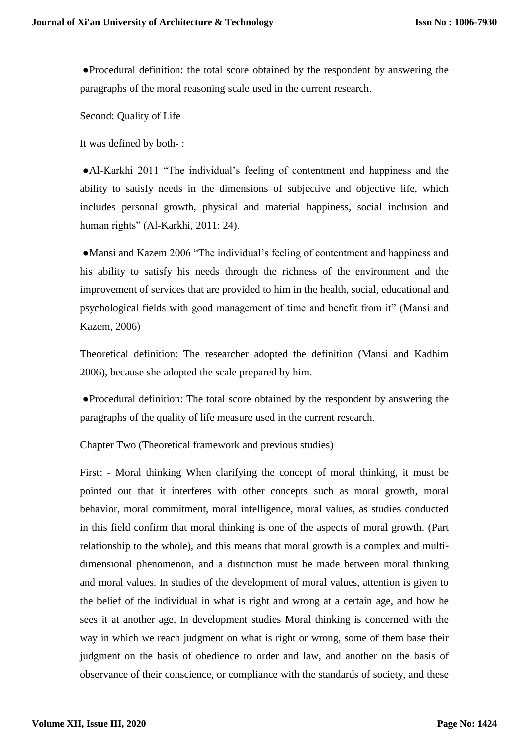●Procedural definition: the total score obtained by the respondent by answering the paragraphs of the moral reasoning scale used in the current research.

Second: Quality of Life

It was defined by both- :

●Al-Karkhi 2011 "The individual's feeling of contentment and happiness and the ability to satisfy needs in the dimensions of subjective and objective life, which includes personal growth, physical and material happiness, social inclusion and human rights" (Al-Karkhi, 2011: 24).

●Mansi and Kazem 2006 "The individual's feeling of contentment and happiness and his ability to satisfy his needs through the richness of the environment and the improvement of services that are provided to him in the health, social, educational and psychological fields with good management of time and benefit from it" (Mansi and Kazem, 2006)

Theoretical definition: The researcher adopted the definition (Mansi and Kadhim 2006), because she adopted the scale prepared by him.

●Procedural definition: The total score obtained by the respondent by answering the paragraphs of the quality of life measure used in the current research.

Chapter Two (Theoretical framework and previous studies)

First: - Moral thinking When clarifying the concept of moral thinking, it must be pointed out that it interferes with other concepts such as moral growth, moral behavior, moral commitment, moral intelligence, moral values, as studies conducted in this field confirm that moral thinking is one of the aspects of moral growth. (Part relationship to the whole), and this means that moral growth is a complex and multi-dimensional phenomenon, and a distinction must be made between moral thinking and moral values. In studies of the development of moral values, attention is given to the belief of the individual in what is right and wrong at a certain age, and how he sees it at another age, In development studies Moral thinking is concerned with the way in which we reach judgment on what is right or wrong, some of them base their judgment on the basis of obedience to order and law, and another on the basis of observance of their conscience, or compliance with the standards of society, and these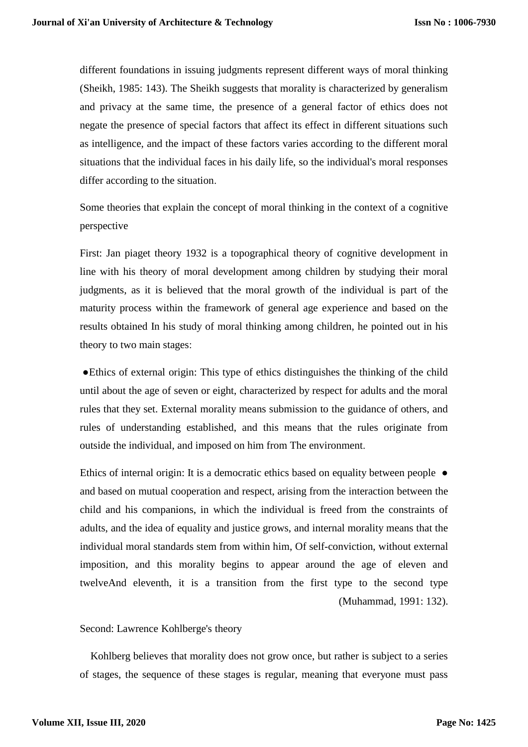different foundations in issuing judgments represent different ways of moral thinking (Sheikh, 1985: 143). The Sheikh suggests that morality is characterized by generalism and privacy at the same time, the presence of a general factor of ethics does not negate the presence of special factors that affect its effect in different situations such as intelligence, and the impact of these factors varies according to the different moral situations that the individual faces in his daily life, so the individual's moral responses differ according to the situation.

Some theories that explain the concept of moral thinking in the context of a cognitive perspective

First: Jan piaget theory 1932 is a topographical theory of cognitive development in line with his theory of moral development among children by studying their moral judgments, as it is believed that the moral growth of the individual is part of the maturity process within the framework of general age experience and based on the results obtained In his study of moral thinking among children, he pointed out in his theory to two main stages:

- Ethics of external origin: This type of ethics distinguishes the thinking of the child until about the age of seven or eight, characterized by respect for adults and the moral rules that they set. External morality means submission to the guidance of others, and rules of understanding established, and this means that the rules originate from outside the individual, and imposed on him from The environment.
- Ethics of internal origin: It is a democratic ethics based on equality between people and based on mutual cooperation and respect, arising from the interaction between the child and his companions, in which the individual is freed from the constraints of adults, and the idea of equality and justice grows, and internal morality means that the individual moral standards stem from within him, Of self-conviction, without external imposition, and this morality begins to appear around the age of eleven and twelveAnd eleventh, it is a transition from the first type to the second type (Muhammad, 1991: 132).

Second: Lawrence Kohlberge's theory

Kohlberg believes that morality does not grow once, but rather is subject to a series of stages, the sequence of these stages is regular, meaning that everyone must pass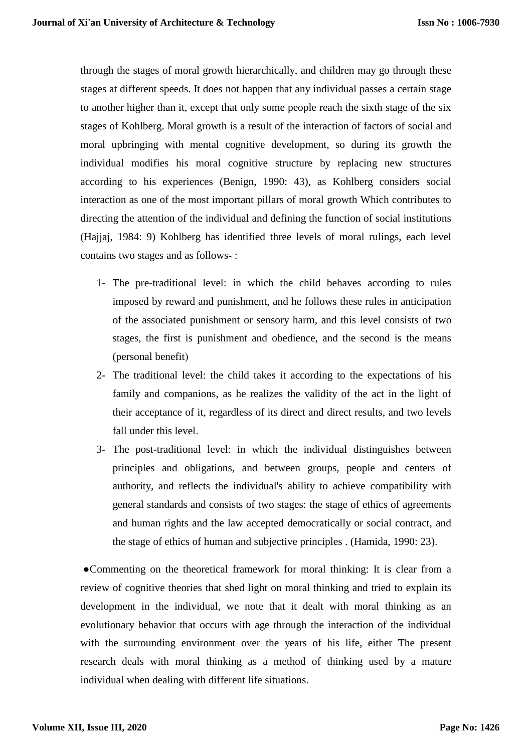through the stages of moral growth hierarchically, and children may go through these stages at different speeds. It does not happen that any individual passes a certain stage to another higher than it, except that only some people reach the sixth stage of the six stages of Kohlberg. Moral growth is a result of the interaction of factors of social and moral upbringing with mental cognitive development, so during its growth the individual modifies his moral cognitive structure by replacing new structures according to his experiences (Benign, 1990: 43), as Kohlberg considers social interaction as one of the most important pillars of moral growth Which contributes to directing the attention of the individual and defining the function of social institutions (Hajjaj, 1984: 9) Kohlberg has identified three levels of moral rulings, each level contains two stages and as follows- :

1- The pre-traditional level: in which the child behaves according to rules imposed by reward and punishment, and he follows these rules in anticipation of the associated punishment or sensory harm, and this level consists of two stages, the first is punishment and obedience, and the second is the means (personal benefit)
2- The traditional level: the child takes it according to the expectations of his family and companions, as he realizes the validity of the act in the light of their acceptance of it, regardless of its direct and direct results, and two levels fall under this level.
3- The post-traditional level: in which the individual distinguishes between principles and obligations, and between groups, people and centers of authority, and reflects the individual's ability to achieve compatibility with general standards and consists of two stages: the stage of ethics of agreements and human rights and the law accepted democratically or social contract, and the stage of ethics of human and subjective principles . (Hamida, 1990: 23).

●Commenting on the theoretical framework for moral thinking: It is clear from a review of cognitive theories that shed light on moral thinking and tried to explain its development in the individual, we note that it dealt with moral thinking as an evolutionary behavior that occurs with age through the interaction of the individual with the surrounding environment over the years of his life, either The present research deals with moral thinking as a method of thinking used by a mature individual when dealing with different life situations.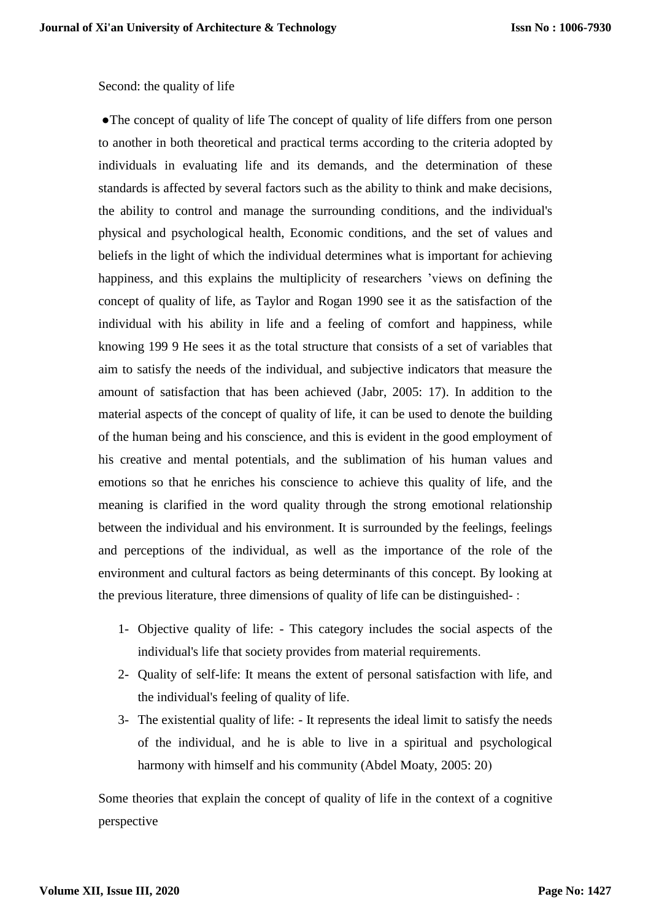Second: the quality of life

●The concept of quality of life The concept of quality of life differs from one person to another in both theoretical and practical terms according to the criteria adopted by individuals in evaluating life and its demands, and the determination of these standards is affected by several factors such as the ability to think and make decisions, the ability to control and manage the surrounding conditions, and the individual's physical and psychological health, Economic conditions, and the set of values and beliefs in the light of which the individual determines what is important for achieving happiness, and this explains the multiplicity of researchers 'views on defining the concept of quality of life, as Taylor and Rogan 1990 see it as the satisfaction of the individual with his ability in life and a feeling of comfort and happiness, while knowing 199 9 He sees it as the total structure that consists of a set of variables that aim to satisfy the needs of the individual, and subjective indicators that measure the amount of satisfaction that has been achieved (Jabr, 2005: 17). In addition to the material aspects of the concept of quality of life, it can be used to denote the building of the human being and his conscience, and this is evident in the good employment of his creative and mental potentials, and the sublimation of his human values and emotions so that he enriches his conscience to achieve this quality of life, and the meaning is clarified in the word quality through the strong emotional relationship between the individual and his environment. It is surrounded by the feelings, feelings and perceptions of the individual, as well as the importance of the role of the environment and cultural factors as being determinants of this concept. By looking at the previous literature, three dimensions of quality of life can be distinguished- :

1- Objective quality of life: - This category includes the social aspects of the individual's life that society provides from material requirements.
2- Quality of self-life: It means the extent of personal satisfaction with life, and the individual's feeling of quality of life.
3- The existential quality of life: - It represents the ideal limit to satisfy the needs of the individual, and he is able to live in a spiritual and psychological harmony with himself and his community (Abdel Moaty, 2005: 20)

Some theories that explain the concept of quality of life in the context of a cognitive perspective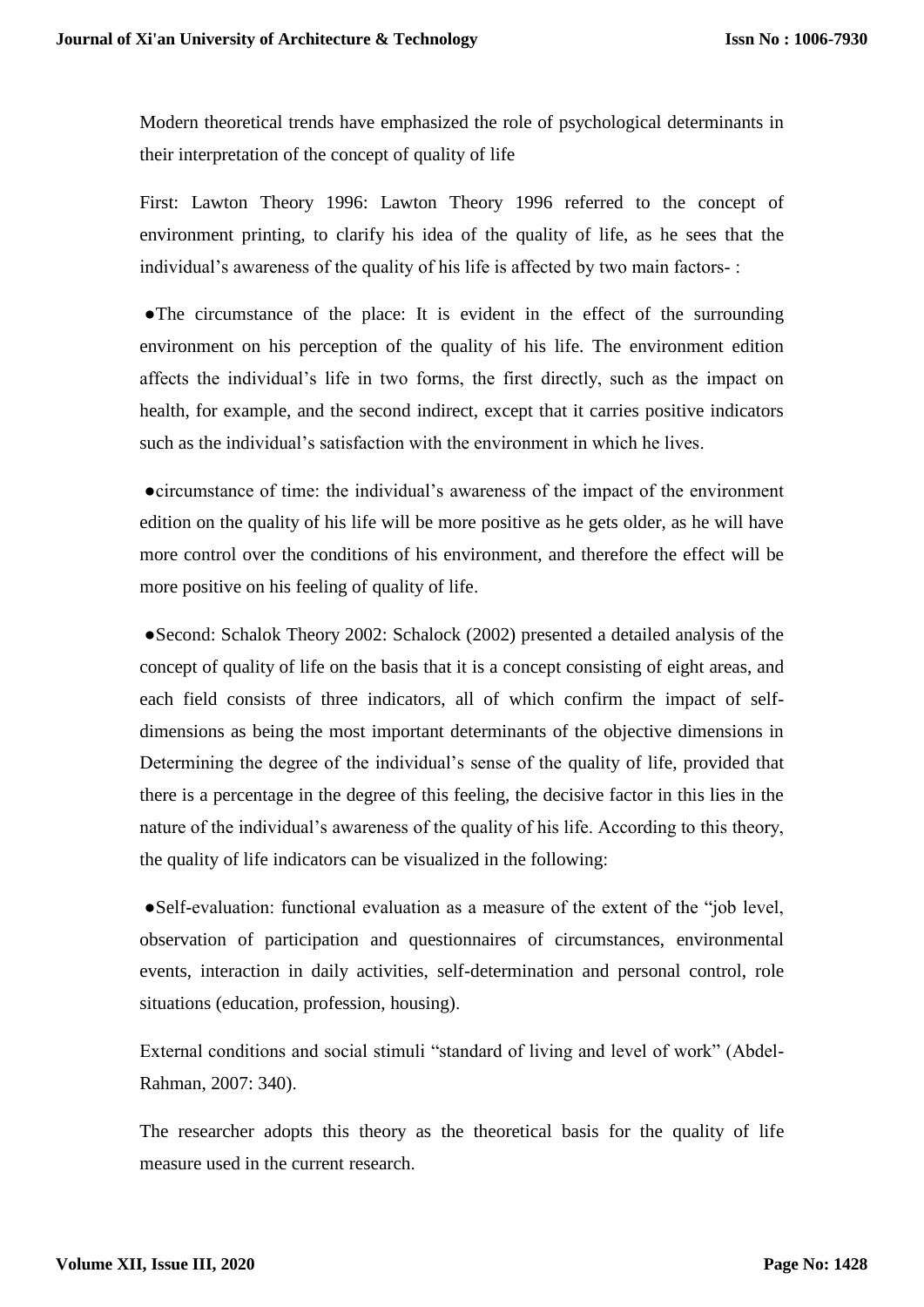Modern theoretical trends have emphasized the role of psychological determinants in their interpretation of the concept of quality of life

First: Lawton Theory 1996: Lawton Theory 1996 referred to the concept of environment printing, to clarify his idea of the quality of life, as he sees that the individual's awareness of the quality of his life is affected by two main factors- :

●The circumstance of the place: It is evident in the effect of the surrounding environment on his perception of the quality of his life. The environment edition affects the individual's life in two forms, the first directly, such as the impact on health, for example, and the second indirect, except that it carries positive indicators such as the individual's satisfaction with the environment in which he lives.

●circumstance of time: the individual's awareness of the impact of the environment edition on the quality of his life will be more positive as he gets older, as he will have more control over the conditions of his environment, and therefore the effect will be more positive on his feeling of quality of life.

●Second: Schalok Theory 2002: Schalock (2002) presented a detailed analysis of the concept of quality of life on the basis that it is a concept consisting of eight areas, and each field consists of three indicators, all of which confirm the impact of self-dimensions as being the most important determinants of the objective dimensions in Determining the degree of the individual's sense of the quality of life, provided that there is a percentage in the degree of this feeling, the decisive factor in this lies in the nature of the individual's awareness of the quality of his life. According to this theory, the quality of life indicators can be visualized in the following:

●Self-evaluation: functional evaluation as a measure of the extent of the "job level, observation of participation and questionnaires of circumstances, environmental events, interaction in daily activities, self-determination and personal control, role situations (education, profession, housing).

External conditions and social stimuli "standard of living and level of work" (Abdel-Rahman, 2007: 340).

The researcher adopts this theory as the theoretical basis for the quality of life measure used in the current research.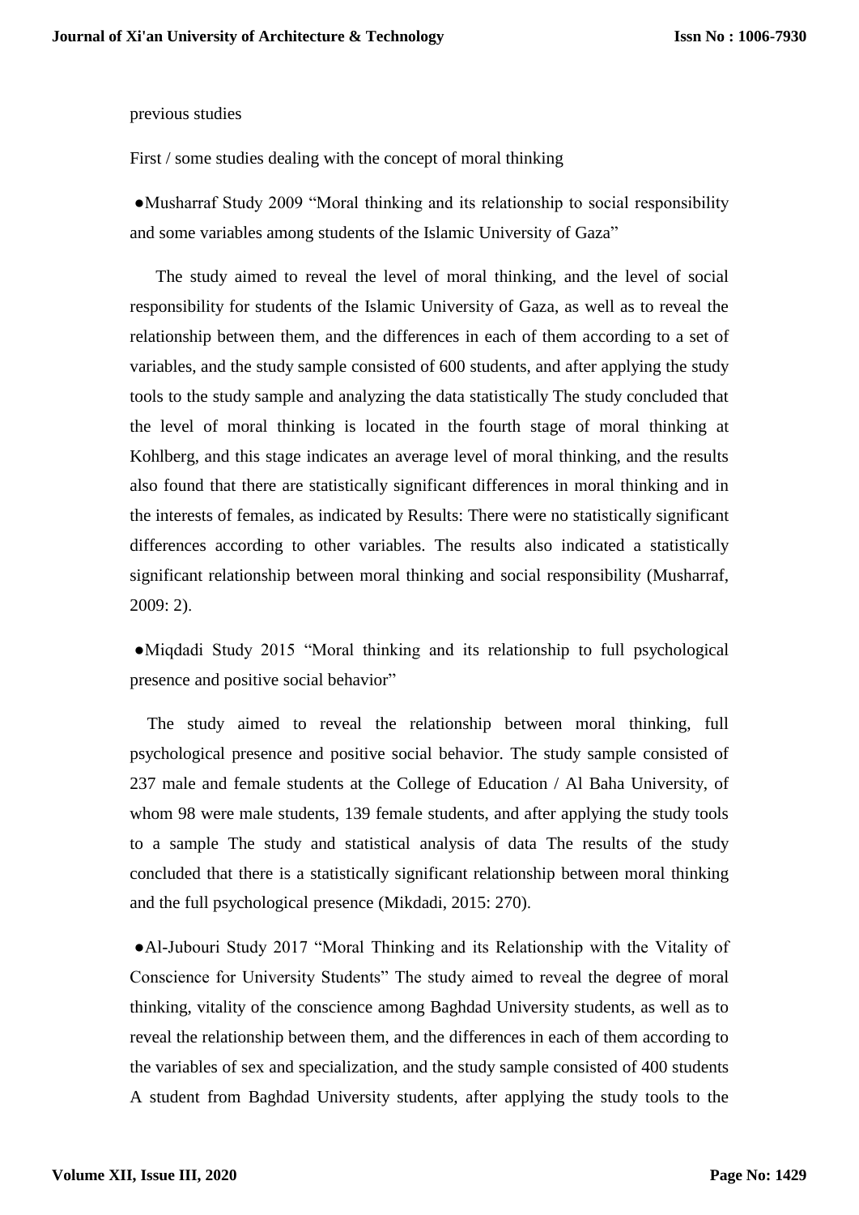previous studies

First / some studies dealing with the concept of moral thinking

●Musharraf Study 2009 "Moral thinking and its relationship to social responsibility and some variables among students of the Islamic University of Gaza"

The study aimed to reveal the level of moral thinking, and the level of social responsibility for students of the Islamic University of Gaza, as well as to reveal the relationship between them, and the differences in each of them according to a set of variables, and the study sample consisted of 600 students, and after applying the study tools to the study sample and analyzing the data statistically The study concluded that the level of moral thinking is located in the fourth stage of moral thinking at Kohlberg, and this stage indicates an average level of moral thinking, and the results also found that there are statistically significant differences in moral thinking and in the interests of females, as indicated by Results: There were no statistically significant differences according to other variables. The results also indicated a statistically significant relationship between moral thinking and social responsibility (Musharraf, 2009: 2).

●Miqdadi Study 2015 "Moral thinking and its relationship to full psychological presence and positive social behavior"

The study aimed to reveal the relationship between moral thinking, full psychological presence and positive social behavior. The study sample consisted of 237 male and female students at the College of Education / Al Baha University, of whom 98 were male students, 139 female students, and after applying the study tools to a sample The study and statistical analysis of data The results of the study concluded that there is a statistically significant relationship between moral thinking and the full psychological presence (Mikdadi, 2015: 270).

●Al-Jubouri Study 2017 "Moral Thinking and its Relationship with the Vitality of Conscience for University Students" The study aimed to reveal the degree of moral thinking, vitality of the conscience among Baghdad University students, as well as to reveal the relationship between them, and the differences in each of them according to the variables of sex and specialization, and the study sample consisted of 400 students A student from Baghdad University students, after applying the study tools to the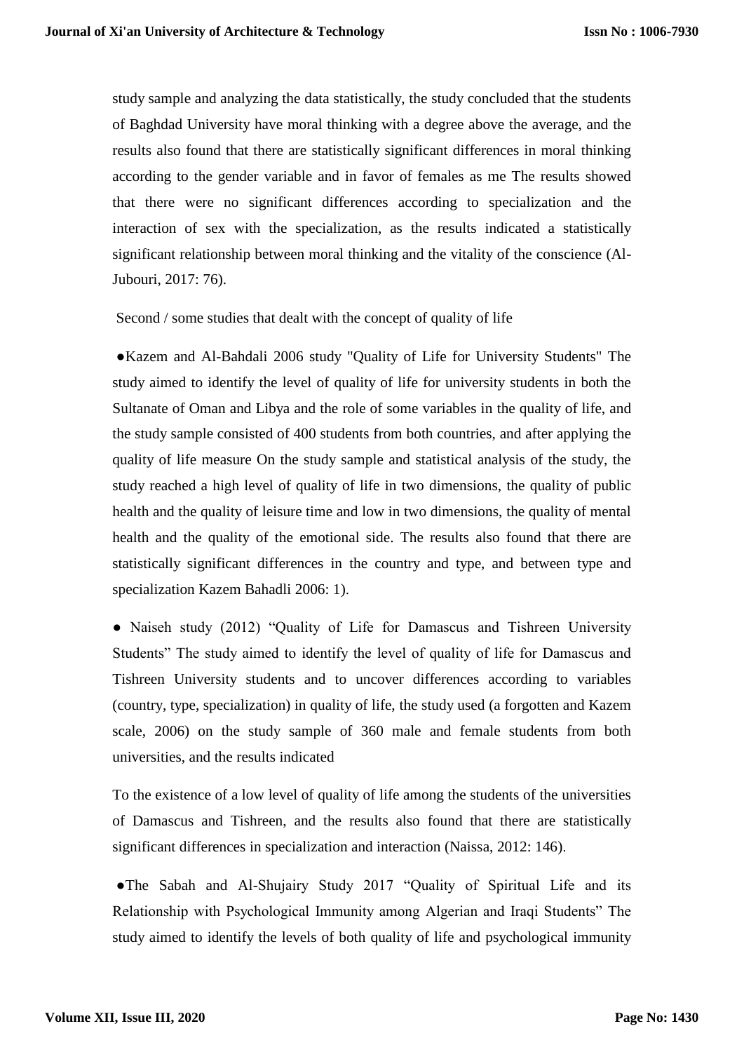study sample and analyzing the data statistically, the study concluded that the students of Baghdad University have moral thinking with a degree above the average, and the results also found that there are statistically significant differences in moral thinking according to the gender variable and in favor of females as me The results showed that there were no significant differences according to specialization and the interaction of sex with the specialization, as the results indicated a statistically significant relationship between moral thinking and the vitality of the conscience (Al-Jubouri, 2017: 76).

Second / some studies that dealt with the concept of quality of life

●Kazem and Al-Bahdali 2006 study "Quality of Life for University Students" The study aimed to identify the level of quality of life for university students in both the Sultanate of Oman and Libya and the role of some variables in the quality of life, and the study sample consisted of 400 students from both countries, and after applying the quality of life measure On the study sample and statistical analysis of the study, the study reached a high level of quality of life in two dimensions, the quality of public health and the quality of leisure time and low in two dimensions, the quality of mental health and the quality of the emotional side. The results also found that there are statistically significant differences in the country and type, and between type and specialization Kazem Bahadli 2006: 1).

● Naiseh study (2012) “Quality of Life for Damascus and Tishreen University Students” The study aimed to identify the level of quality of life for Damascus and Tishreen University students and to uncover differences according to variables (country, type, specialization) in quality of life, the study used (a forgotten and Kazem scale, 2006) on the study sample of 360 male and female students from both universities, and the results indicated

To the existence of a low level of quality of life among the students of the universities of Damascus and Tishreen, and the results also found that there are statistically significant differences in specialization and interaction (Naissa, 2012: 146).

●The Sabah and Al-Shujairy Study 2017 “Quality of Spiritual Life and its Relationship with Psychological Immunity among Algerian and Iraqi Students” The study aimed to identify the levels of both quality of life and psychological immunity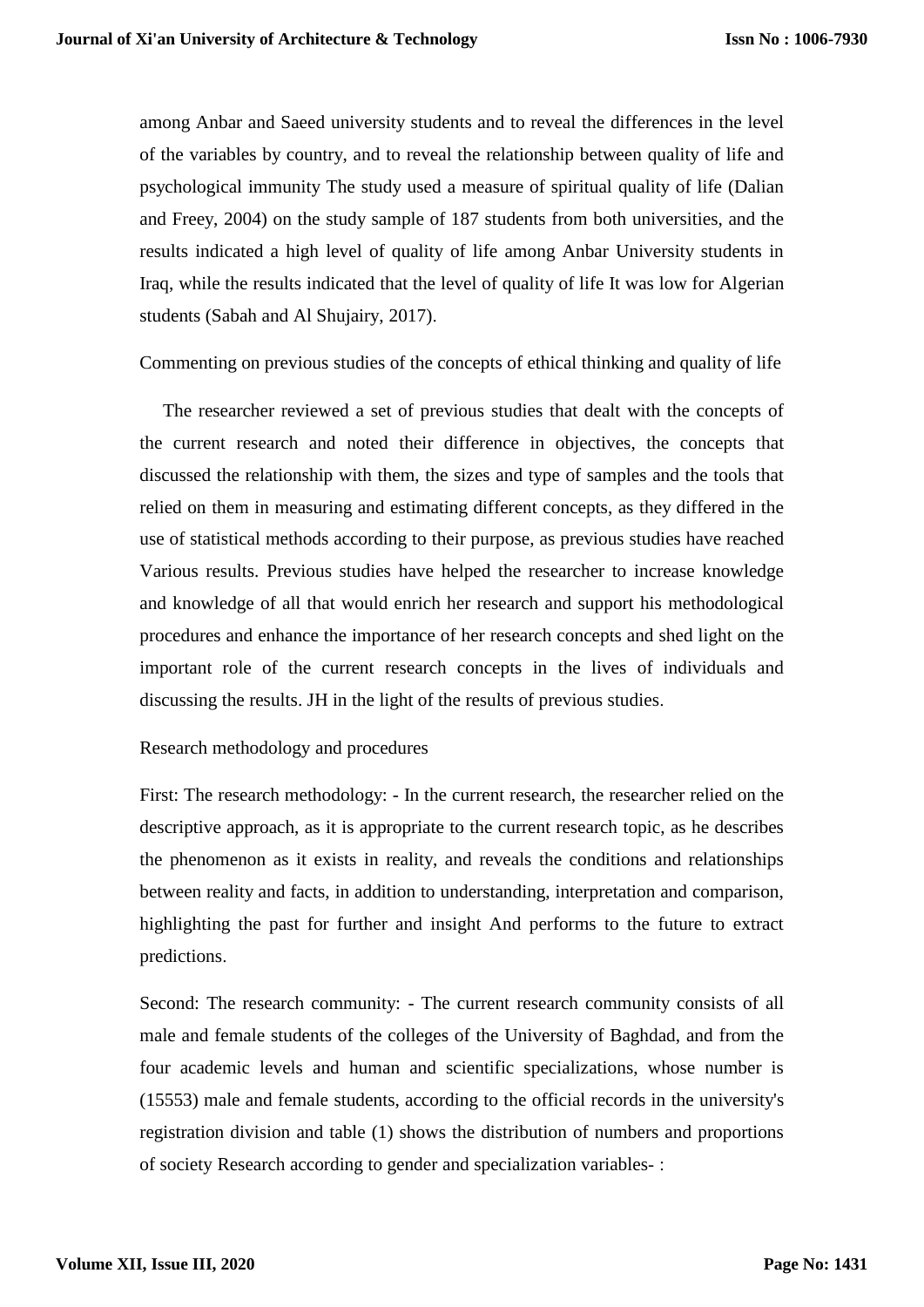among Anbar and Saeed university students and to reveal the differences in the level of the variables by country, and to reveal the relationship between quality of life and psychological immunity The study used a measure of spiritual quality of life (Dalian and Freey, 2004) on the study sample of 187 students from both universities, and the results indicated a high level of quality of life among Anbar University students in Iraq, while the results indicated that the level of quality of life It was low for Algerian students (Sabah and Al Shujairy, 2017).

Commenting on previous studies of the concepts of ethical thinking and quality of life

The researcher reviewed a set of previous studies that dealt with the concepts of the current research and noted their difference in objectives, the concepts that discussed the relationship with them, the sizes and type of samples and the tools that relied on them in measuring and estimating different concepts, as they differed in the use of statistical methods according to their purpose, as previous studies have reached Various results. Previous studies have helped the researcher to increase knowledge and knowledge of all that would enrich her research and support his methodological procedures and enhance the importance of her research concepts and shed light on the important role of the current research concepts in the lives of individuals and discussing the results. JH in the light of the results of previous studies.

Research methodology and procedures

First: The research methodology: - In the current research, the researcher relied on the descriptive approach, as it is appropriate to the current research topic, as he describes the phenomenon as it exists in reality, and reveals the conditions and relationships between reality and facts, in addition to understanding, interpretation and comparison, highlighting the past for further and insight And performs to the future to extract predictions.

Second: The research community: - The current research community consists of all male and female students of the colleges of the University of Baghdad, and from the four academic levels and human and scientific specializations, whose number is (15553) male and female students, according to the official records in the university's registration division and table (1) shows the distribution of numbers and proportions of society Research according to gender and specialization variables- :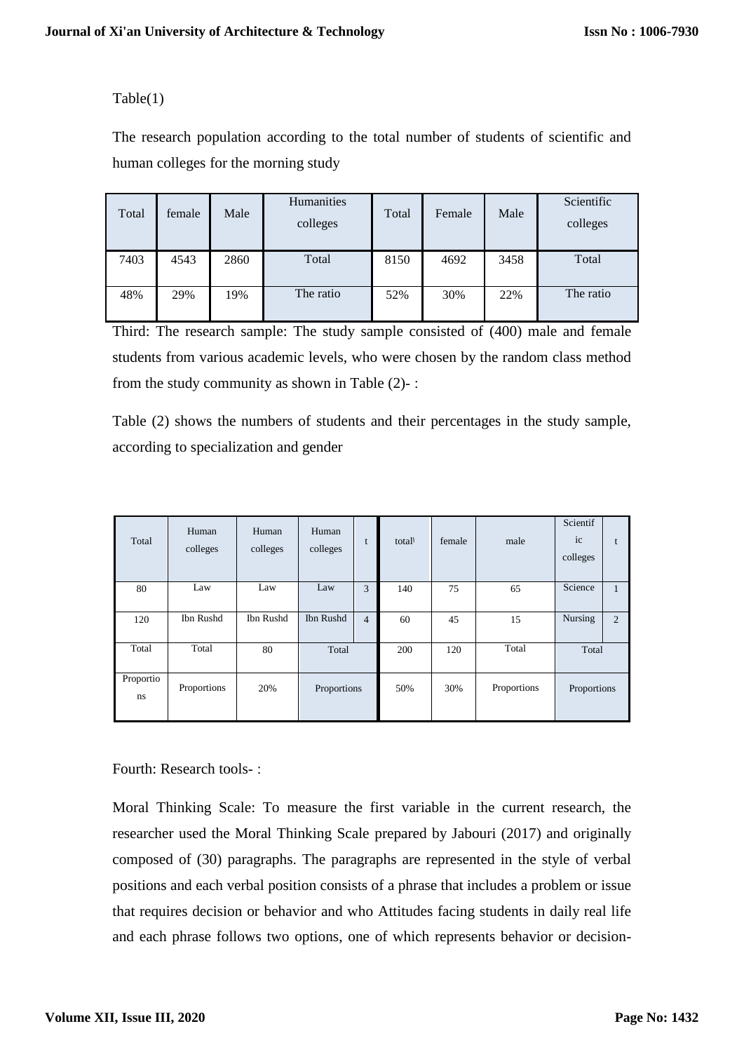Table(1)

The research population according to the total number of students of scientific and human colleges for the morning study

| Total | female | Male | Humanities colleges | Total | Female | Male | Scientific colleges |
|---|---|---|---|---|---|---|---|
| 7403 | 4543 | 2860 | Total | 8150 | 4692 | 3458 | Total |
| 48% | 29% | 19% | The ratio | 52% | 30% | 22% | The ratio |

Third: The research sample: The study sample consisted of (400) male and female students from various academic levels, who were chosen by the random class method from the study community as shown in Table (2)- :

Table (2) shows the numbers of students and their percentages in the study sample, according to specialization and gender

| Total | Human colleges | Human colleges | Human colleges | t | total | female | male | Scientific colleges | t |
|---|---|---|---|---|---|---|---|---|---|
| 80 | Law | Law | Law | 3 | 140 | 75 | 65 | Science | 1 |
| 120 | Ibn Rushd | Ibn Rushd | Ibn Rushd | 4 | 60 | 45 | 15 | Nursing | 2 |
| Total | Total | 80 | Total | | 200 | 120 | Total | Total | |
| Proportions | Proportions | 20% | Proportions | | 50% | 30% | Proportions | Proportions | |

Fourth: Research tools- :

Moral Thinking Scale: To measure the first variable in the current research, the researcher used the Moral Thinking Scale prepared by Jabouri (2017) and originally composed of (30) paragraphs. The paragraphs are represented in the style of verbal positions and each verbal position consists of a phrase that includes a problem or issue that requires decision or behavior and who Attitudes facing students in daily real life and each phrase follows two options, one of which represents behavior or decision-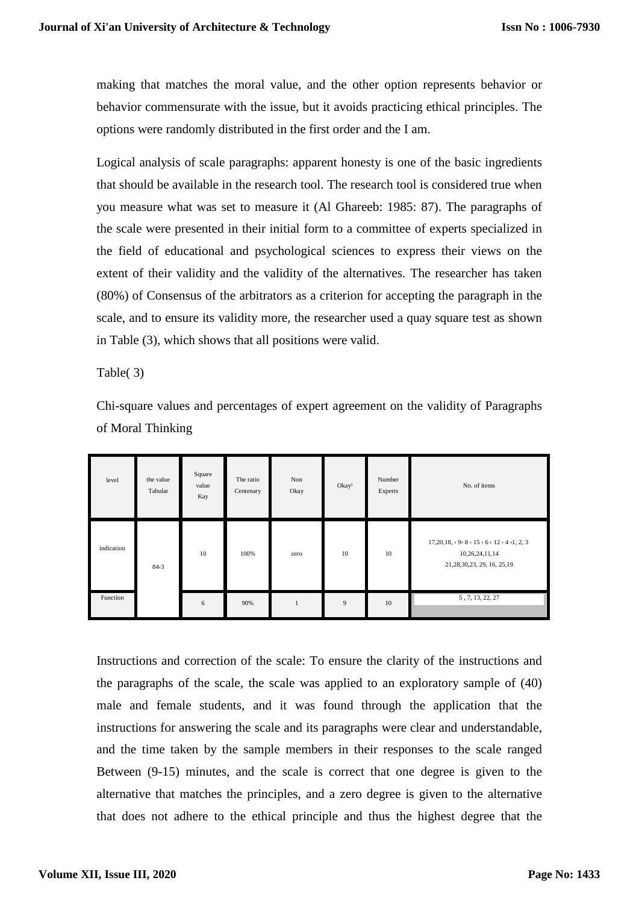making that matches the moral value, and the other option represents behavior or behavior commensurate with the issue, but it avoids practicing ethical principles. The options were randomly distributed in the first order and the I am.

Logical analysis of scale paragraphs: apparent honesty is one of the basic ingredients that should be available in the research tool. The research tool is considered true when you measure what was set to measure it (Al Ghareeb: 1985: 87). The paragraphs of the scale were presented in their initial form to a committee of experts specialized in the field of educational and psychological sciences to express their views on the extent of their validity and the validity of the alternatives. The researcher has taken (80%) of Consensus of the arbitrators as a criterion for accepting the paragraph in the scale, and to ensure its validity more, the researcher used a quay square test as shown in Table (3), which shows that all positions were valid.

Table( 3)

Chi-square values and percentages of expert agreement on the validity of Paragraphs of Moral Thinking

| level | the value Tabular | Square value Kay | The ratio Centenary | Non Okay | Okay | Number Experts | No. of items |
|---|---|---|---|---|---|---|---|
| indication | 84،3 | 10 | 100% | zero | 10 | 10 | 17,20,18, ، 9، 8 ، 15 ، 6 ، 12 ، 4 ،1, 2, 3 10,26,24,11,14 21,28,30,23, 29, 16, 25,19 |
| Function | | 6 | 90% | 1 | 9 | 10 | 5 , 7, 13, 22, 27 |

Instructions and correction of the scale: To ensure the clarity of the instructions and the paragraphs of the scale, the scale was applied to an exploratory sample of (40) male and female students, and it was found through the application that the instructions for answering the scale and its paragraphs were clear and understandable, and the time taken by the sample members in their responses to the scale ranged Between (9-15) minutes, and the scale is correct that one degree is given to the alternative that matches the principles, and a zero degree is given to the alternative that does not adhere to the ethical principle and thus the highest degree that the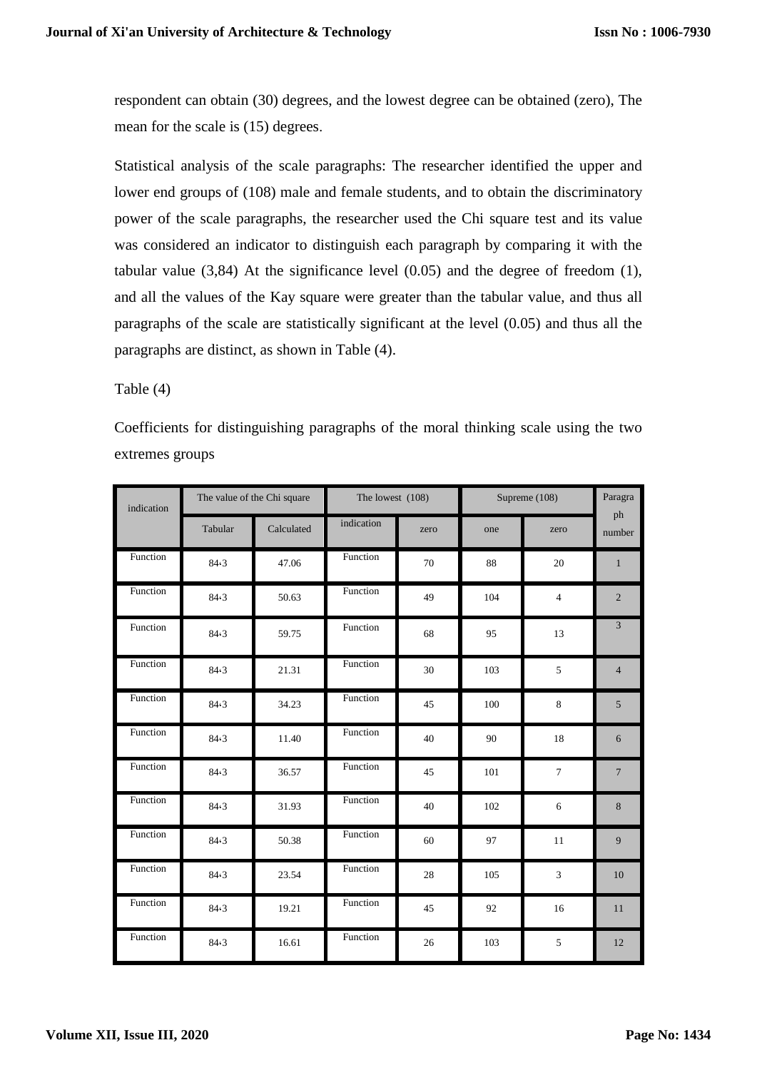respondent can obtain (30) degrees, and the lowest degree can be obtained (zero), The mean for the scale is (15) degrees.

Statistical analysis of the scale paragraphs: The researcher identified the upper and lower end groups of (108) male and female students, and to obtain the discriminatory power of the scale paragraphs, the researcher used the Chi square test and its value was considered an indicator to distinguish each paragraph by comparing it with the tabular value (3,84) At the significance level (0.05) and the degree of freedom (1), and all the values of the Kay square were greater than the tabular value, and thus all paragraphs of the scale are statistically significant at the level (0.05) and thus all the paragraphs are distinct, as shown in Table (4).

Table (4)

Coefficients for distinguishing paragraphs of the moral thinking scale using the two extremes groups

| indication | The value of the Chi square | | The lowest (108) | | Supreme (108) | | Paragraph number |
|---|---|---|---|---|---|---|---|
| | Tabular | Calculated | indication | zero | one | zero | |
| Function | 84،3 | 47.06 | Function | 70 | 88 | 20 | 1 |
| Function | 84،3 | 50.63 | Function | 49 | 104 | 4 | 2 |
| Function | 84،3 | 59.75 | Function | 68 | 95 | 13 | 3 |
| Function | 84،3 | 21.31 | Function | 30 | 103 | 5 | 4 |
| Function | 84،3 | 34.23 | Function | 45 | 100 | 8 | 5 |
| Function | 84،3 | 11.40 | Function | 40 | 90 | 18 | 6 |
| Function | 84،3 | 36.57 | Function | 45 | 101 | 7 | 7 |
| Function | 84،3 | 31.93 | Function | 40 | 102 | 6 | 8 |
| Function | 84،3 | 50.38 | Function | 60 | 97 | 11 | 9 |
| Function | 84،3 | 23.54 | Function | 28 | 105 | 3 | 10 |
| Function | 84،3 | 19.21 | Function | 45 | 92 | 16 | 11 |
| Function | 84،3 | 16.61 | Function | 26 | 103 | 5 | 12 |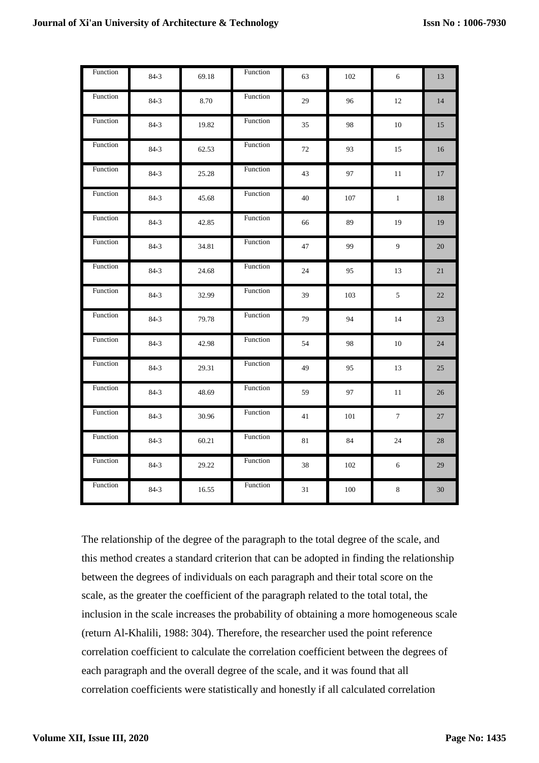| Function | 84.3 | 69.18 | Function | 63 | 102 | 6 | 13 |
|---|---|---|---|---|---|---|---|
| Function | 84.3 | 8.70 | Function | 29 | 96 | 12 | 14 |
| Function | 84.3 | 19.82 | Function | 35 | 98 | 10 | 15 |
| Function | 84.3 | 62.53 | Function | 72 | 93 | 15 | 16 |
| Function | 84.3 | 25.28 | Function | 43 | 97 | 11 | 17 |
| Function | 84.3 | 45.68 | Function | 40 | 107 | 1 | 18 |
| Function | 84.3 | 42.85 | Function | 66 | 89 | 19 | 19 |
| Function | 84.3 | 34.81 | Function | 47 | 99 | 9 | 20 |
| Function | 84.3 | 24.68 | Function | 24 | 95 | 13 | 21 |
| Function | 84.3 | 32.99 | Function | 39 | 103 | 5 | 22 |
| Function | 84.3 | 79.78 | Function | 79 | 94 | 14 | 23 |
| Function | 84.3 | 42.98 | Function | 54 | 98 | 10 | 24 |
| Function | 84.3 | 29.31 | Function | 49 | 95 | 13 | 25 |
| Function | 84.3 | 48.69 | Function | 59 | 97 | 11 | 26 |
| Function | 84.3 | 30.96 | Function | 41 | 101 | 7 | 27 |
| Function | 84.3 | 60.21 | Function | 81 | 84 | 24 | 28 |
| Function | 84.3 | 29.22 | Function | 38 | 102 | 6 | 29 |
| Function | 84.3 | 16.55 | Function | 31 | 100 | 8 | 30 |

The relationship of the degree of the paragraph to the total degree of the scale, and this method creates a standard criterion that can be adopted in finding the relationship between the degrees of individuals on each paragraph and their total score on the scale, as the greater the coefficient of the paragraph related to the total total, the inclusion in the scale increases the probability of obtaining a more homogeneous scale (return Al-Khalili, 1988: 304). Therefore, the researcher used the point reference correlation coefficient to calculate the correlation coefficient between the degrees of each paragraph and the overall degree of the scale, and it was found that all correlation coefficients were statistically and honestly if all calculated correlation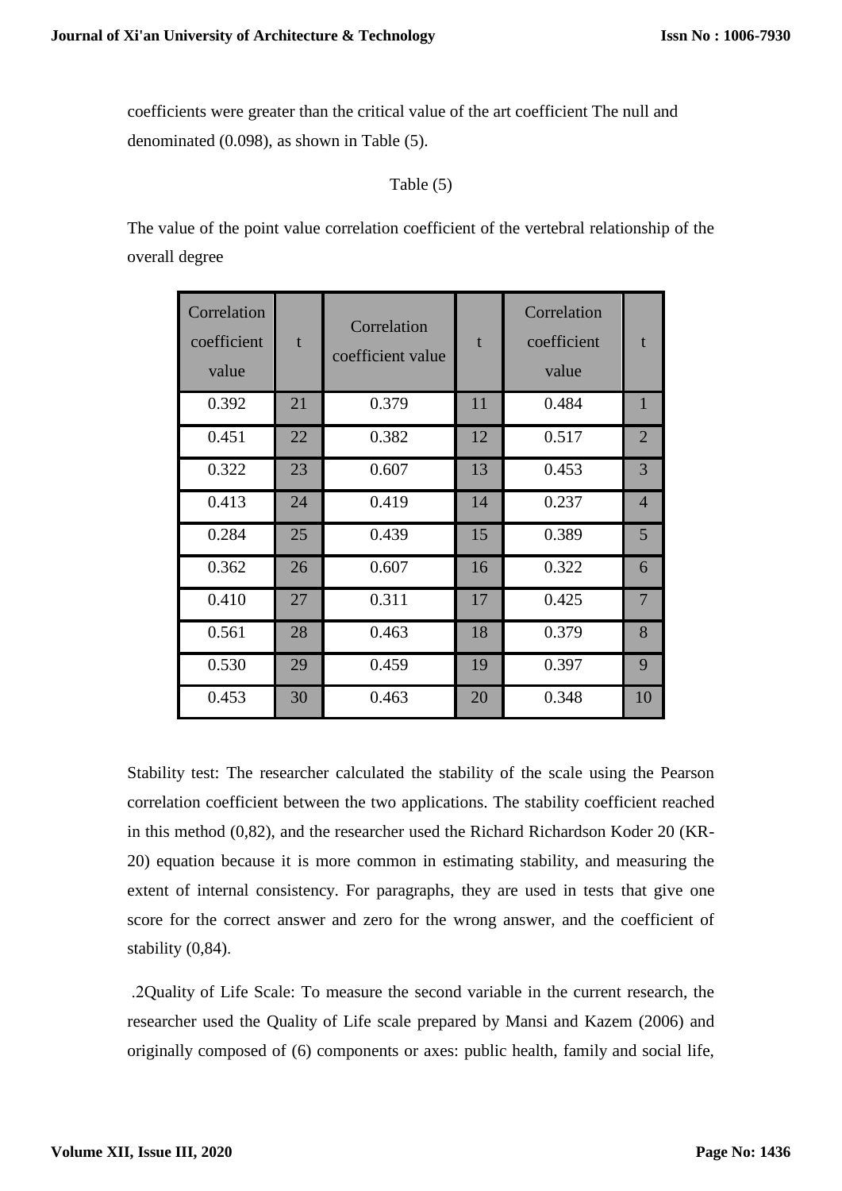coefficients were greater than the critical value of the art coefficient The null and denominated (0.098), as shown in Table (5).

Table (5)

The value of the point value correlation coefficient of the vertebral relationship of the overall degree

| Correlation coefficient value | t | Correlation coefficient value | t | Correlation coefficient value | t |
|---|---|---|---|---|---|
| 0.392 | 21 | 0.379 | 11 | 0.484 | 1 |
| 0.451 | 22 | 0.382 | 12 | 0.517 | 2 |
| 0.322 | 23 | 0.607 | 13 | 0.453 | 3 |
| 0.413 | 24 | 0.419 | 14 | 0.237 | 4 |
| 0.284 | 25 | 0.439 | 15 | 0.389 | 5 |
| 0.362 | 26 | 0.607 | 16 | 0.322 | 6 |
| 0.410 | 27 | 0.311 | 17 | 0.425 | 7 |
| 0.561 | 28 | 0.463 | 18 | 0.379 | 8 |
| 0.530 | 29 | 0.459 | 19 | 0.397 | 9 |
| 0.453 | 30 | 0.463 | 20 | 0.348 | 10 |

Stability test: The researcher calculated the stability of the scale using the Pearson correlation coefficient between the two applications. The stability coefficient reached in this method (0,82), and the researcher used the Richard Richardson Koder 20 (KR-20) equation because it is more common in estimating stability, and measuring the extent of internal consistency. For paragraphs, they are used in tests that give one score for the correct answer and zero for the wrong answer, and the coefficient of stability (0,84).

.2Quality of Life Scale: To measure the second variable in the current research, the researcher used the Quality of Life scale prepared by Mansi and Kazem (2006) and originally composed of (6) components or axes: public health, family and social life,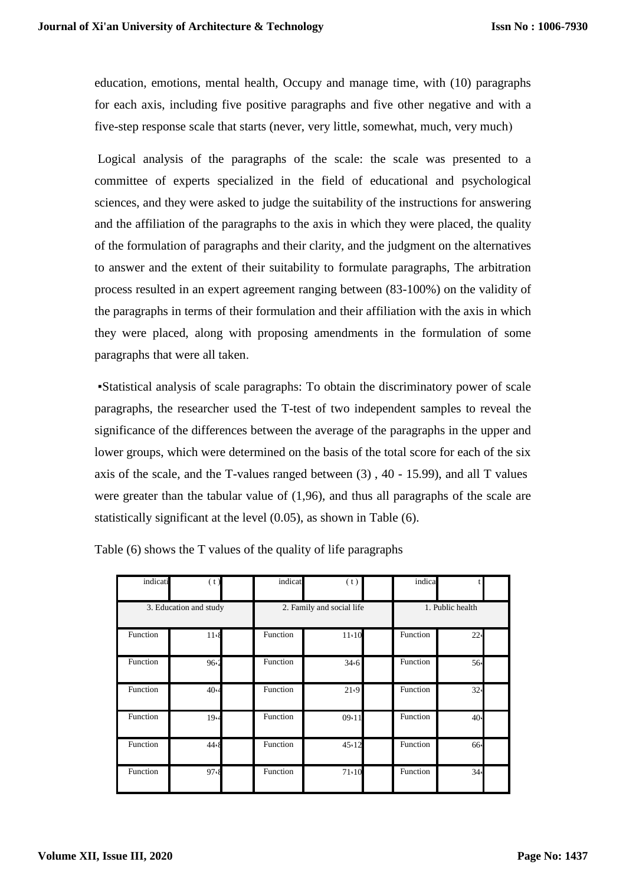education, emotions, mental health, Occupy and manage time, with (10) paragraphs for each axis, including five positive paragraphs and five other negative and with a five-step response scale that starts (never, very little, somewhat, much, very much)

Logical analysis of the paragraphs of the scale: the scale was presented to a committee of experts specialized in the field of educational and psychological sciences, and they were asked to judge the suitability of the instructions for answering and the affiliation of the paragraphs to the axis in which they were placed, the quality of the formulation of paragraphs and their clarity, and the judgment on the alternatives to answer and the extent of their suitability to formulate paragraphs, The arbitration process resulted in an expert agreement ranging between (83-100%) on the validity of the paragraphs in terms of their formulation and their affiliation with the axis in which they were placed, along with proposing amendments in the formulation of some paragraphs that were all taken.

▪Statistical analysis of scale paragraphs: To obtain the discriminatory power of scale paragraphs, the researcher used the T-test of two independent samples to reveal the significance of the differences between the average of the paragraphs in the upper and lower groups, which were determined on the basis of the total score for each of the six axis of the scale, and the T-values ranged between (3) , 40 - 15.99), and all T values were greater than the tabular value of (1,96), and thus all paragraphs of the scale are statistically significant at the level (0.05), as shown in Table (6).

Table (6) shows the T values of the quality of life paragraphs

| indicati | ( t ) | | indicat | ( t ) | | indica | t | |
|---|---|---|---|---|---|---|---|---|
| 3. Education and study | | | 2. Family and social life | | | 1. Public health | | |
| Function | 11،8 | | Function | 11،10 | | Function | 22، | |
| Function | 96،2 | | Function | 34،6 | | Function | 56، | |
| Function | 40،4 | | Function | 21،9 | | Function | 32، | |
| Function | 19،4 | | Function | 09،11 | | Function | 40، | |
| Function | 44،8 | | Function | 45،12 | | Function | 66، | |
| Function | 97،8 | | Function | 71،10 | | Function | 34، | |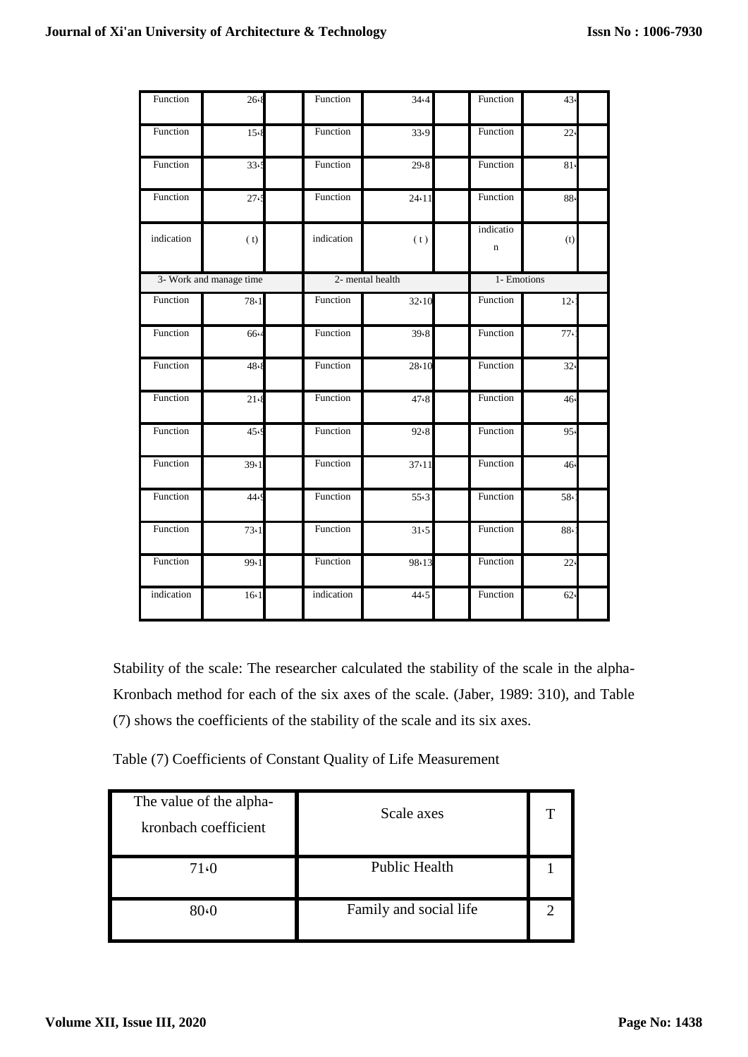| Function | 26،8 | | Function | 34،4 | | Function | 43، | |
|---|---|---|---|---|---|---|---|---|
| Function | 15،8 | | Function | 33،9 | | Function | 22، | |
| Function | 33،5 | | Function | 29،8 | | Function | 81، | |
| Function | 27،5 | | Function | 24،11 | | Function | 88، | |
| indication | ( t) | | indication | ( t ) | | indication | (t) | |
| 3- Work and manage time | | | 2- mental health | | | 1- Emotions | | |
| Function | 78،1 | | Function | 32،10 | | Function | 12، | |
| Function | 66،4 | | Function | 39،8 | | Function | 77، | |
| Function | 48،8 | | Function | 28،10 | | Function | 32، | |
| Function | 21،8 | | Function | 47،8 | | Function | 46، | |
| Function | 45،9 | | Function | 92،8 | | Function | 95، | |
| Function | 39،1 | | Function | 37،11 | | Function | 46، | |
| Function | 44،9 | | Function | 55،3 | | Function | 58، | |
| Function | 73،1 | | Function | 31،5 | | Function | 88، | |
| Function | 99،1 | | Function | 98،13 | | Function | 22، | |
| indication | 16،1 | | indication | 44،5 | | Function | 62، | |

Stability of the scale: The researcher calculated the stability of the scale in the alpha-Kronbach method for each of the six axes of the scale. (Jaber, 1989: 310), and Table (7) shows the coefficients of the stability of the scale and its six axes.

Table (7) Coefficients of Constant Quality of Life Measurement

| The value of the alpha-kronbach coefficient | Scale axes | T |
|---|---|---|
| 71،0 | Public Health | 1 |
| 80،0 | Family and social life | 2 |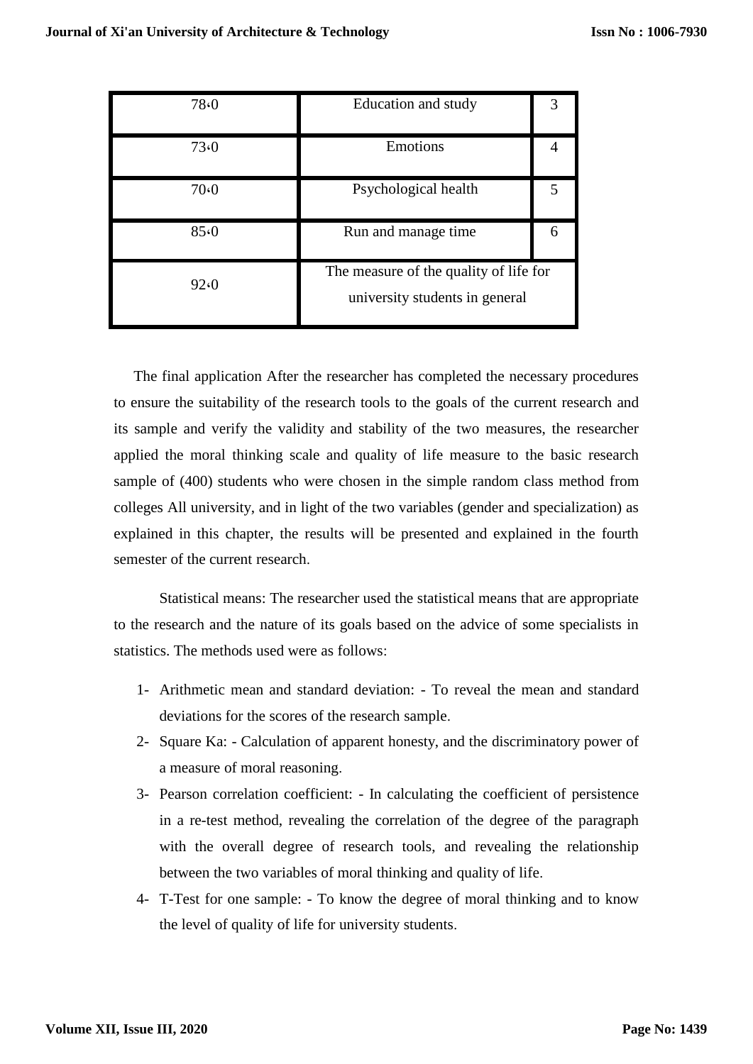| | | |
|---|---|---|
| 78،0 | Education and study | 3 |
| 73،0 | Emotions | 4 |
| 70،0 | Psychological health | 5 |
| 85،0 | Run and manage time | 6 |
| 92،0 | The measure of the quality of life for university students in general | |

The final application After the researcher has completed the necessary procedures to ensure the suitability of the research tools to the goals of the current research and its sample and verify the validity and stability of the two measures, the researcher applied the moral thinking scale and quality of life measure to the basic research sample of (400) students who were chosen in the simple random class method from colleges All university, and in light of the two variables (gender and specialization) as explained in this chapter, the results will be presented and explained in the fourth semester of the current research.

Statistical means: The researcher used the statistical means that are appropriate to the research and the nature of its goals based on the advice of some specialists in statistics. The methods used were as follows:

1- Arithmetic mean and standard deviation: - To reveal the mean and standard deviations for the scores of the research sample.
2- Square Ka: - Calculation of apparent honesty, and the discriminatory power of a measure of moral reasoning.
3- Pearson correlation coefficient: - In calculating the coefficient of persistence in a re-test method, revealing the correlation of the degree of the paragraph with the overall degree of research tools, and revealing the relationship between the two variables of moral thinking and quality of life.
4- T-Test for one sample: - To know the degree of moral thinking and to know the level of quality of life for university students.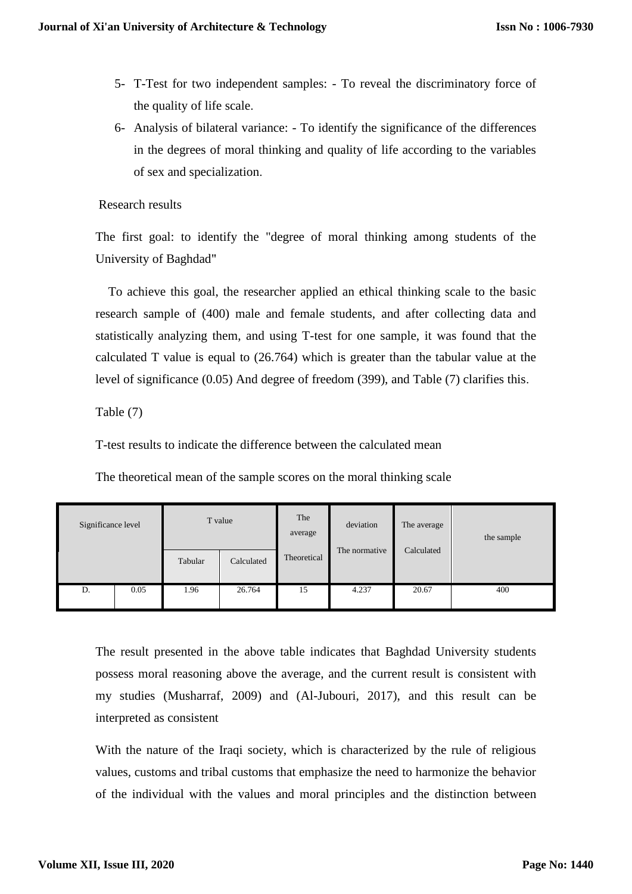5- T-Test for two independent samples: - To reveal the discriminatory force of the quality of life scale.

6- Analysis of bilateral variance: - To identify the significance of the differences in the degrees of moral thinking and quality of life according to the variables of sex and specialization.

Research results

The first goal: to identify the "degree of moral thinking among students of the University of Baghdad"

To achieve this goal, the researcher applied an ethical thinking scale to the basic research sample of (400) male and female students, and after collecting data and statistically analyzing them, and using T-test for one sample, it was found that the calculated T value is equal to (26.764) which is greater than the tabular value at the level of significance (0.05) And degree of freedom (399), and Table (7) clarifies this.

Table (7)

T-test results to indicate the difference between the calculated mean

The theoretical mean of the sample scores on the moral thinking scale

| Significance level | | T value | | The average Theoretical | deviation The normative | The average Calculated | the sample |
|---|---|---|---|---|---|---|---|
| | | Tabular | Calculated | | | | |
| D. | 0.05 | 1.96 | 26.764 | 15 | 4.237 | 20.67 | 400 |

The result presented in the above table indicates that Baghdad University students possess moral reasoning above the average, and the current result is consistent with my studies (Musharraf, 2009) and (Al-Jubouri, 2017), and this result can be interpreted as consistent

With the nature of the Iraqi society, which is characterized by the rule of religious values, customs and tribal customs that emphasize the need to harmonize the behavior of the individual with the values and moral principles and the distinction between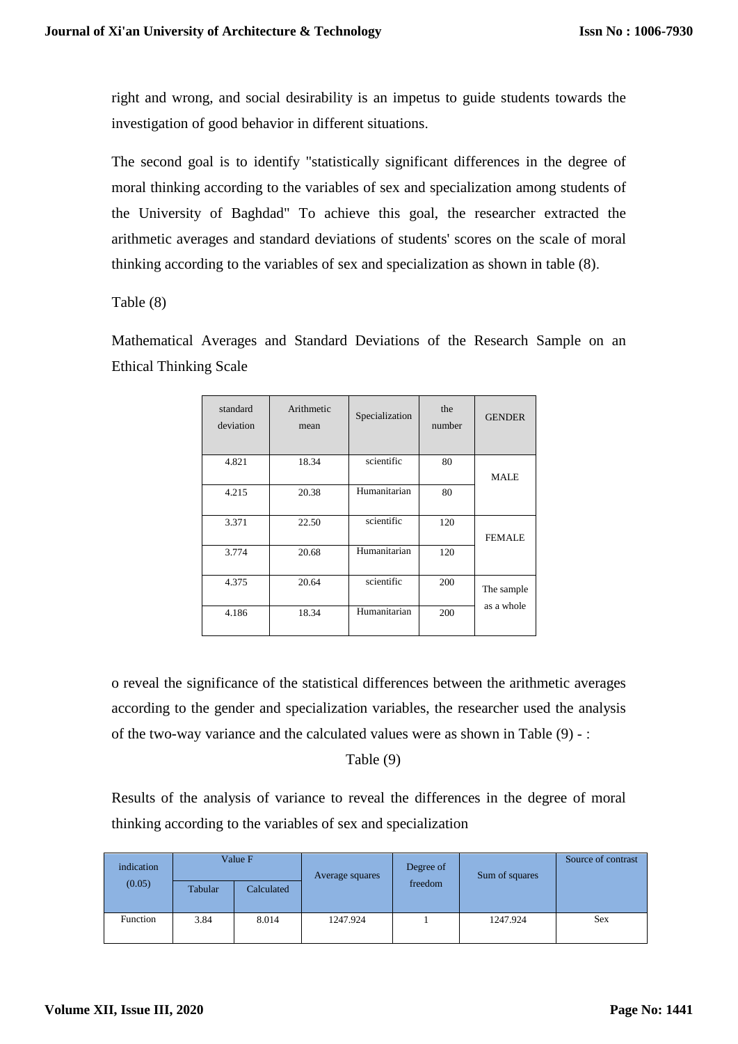right and wrong, and social desirability is an impetus to guide students towards the investigation of good behavior in different situations.

The second goal is to identify "statistically significant differences in the degree of moral thinking according to the variables of sex and specialization among students of the University of Baghdad" To achieve this goal, the researcher extracted the arithmetic averages and standard deviations of students' scores on the scale of moral thinking according to the variables of sex and specialization as shown in table (8).

Table (8)

Mathematical Averages and Standard Deviations of the Research Sample on an Ethical Thinking Scale

| standard deviation | Arithmetic mean | Specialization | the number | GENDER |
|---|---|---|---|---|
| 4.821 | 18.34 | scientific | 80 | MALE |
| 4.215 | 20.38 | Humanitarian | 80 | |
| 3.371 | 22.50 | scientific | 120 | FEMALE |
| 3.774 | 20.68 | Humanitarian | 120 | |
| 4.375 | 20.64 | scientific | 200 | The sample as a whole |
| 4.186 | 18.34 | Humanitarian | 200 | |

o reveal the significance of the statistical differences between the arithmetic averages according to the gender and specialization variables, the researcher used the analysis of the two-way variance and the calculated values were as shown in Table (9) - :

Table (9)

Results of the analysis of variance to reveal the differences in the degree of moral thinking according to the variables of sex and specialization

| indication (0.05) | Value F | | Average squares | Degree of freedom | Sum of squares | Source of contrast |
|---|---|---|---|---|---|---|
| | Tabular | Calculated | | | | |
| Function | 3.84 | 8.014 | 1247.924 | 1 | 1247.924 | Sex |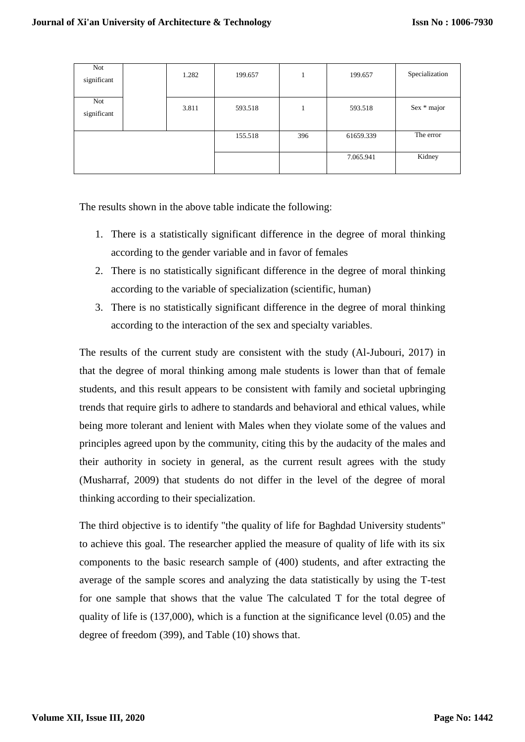| Not significant | | 1.282 | 199.657 | 1 | 199.657 | Specialization |
|---|---|---|---|---|---|---|
| Not significant | | 3.811 | 593.518 | 1 | 593.518 | Sex * major |
| | | | 155.518 | 396 | 61659.339 | The error |
| | | | | | 7.065.941 | Kidney |

The results shown in the above table indicate the following:

1. There is a statistically significant difference in the degree of moral thinking according to the gender variable and in favor of females
2. There is no statistically significant difference in the degree of moral thinking according to the variable of specialization (scientific, human)
3. There is no statistically significant difference in the degree of moral thinking according to the interaction of the sex and specialty variables.

The results of the current study are consistent with the study (Al-Jubouri, 2017) in that the degree of moral thinking among male students is lower than that of female students, and this result appears to be consistent with family and societal upbringing trends that require girls to adhere to standards and behavioral and ethical values, while being more tolerant and lenient with Males when they violate some of the values and principles agreed upon by the community, citing this by the audacity of the males and their authority in society in general, as the current result agrees with the study (Musharraf, 2009) that students do not differ in the level of the degree of moral thinking according to their specialization.

The third objective is to identify "the quality of life for Baghdad University students" to achieve this goal. The researcher applied the measure of quality of life with its six components to the basic research sample of (400) students, and after extracting the average of the sample scores and analyzing the data statistically by using the T-test for one sample that shows that the value The calculated T for the total degree of quality of life is (137,000), which is a function at the significance level (0.05) and the degree of freedom (399), and Table (10) shows that.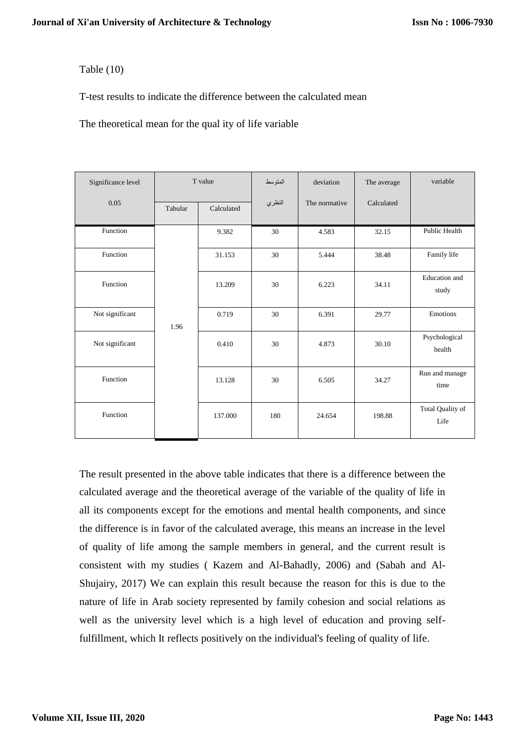Table (10)

T-test results to indicate the difference between the calculated mean

The theoretical mean for the qual ity of life variable

| Significance level 0.05 | T value | | المتوسط النظري | deviation The normative | The average Calculated | variable |
|---|---|---|---|---|---|---|
| | Tabular | Calculated | | | | |
| Function | 1.96 | 9.382 | 30 | 4.583 | 32.15 | Public Health |
| Function | | 31.153 | 30 | 5.444 | 38.48 | Family life |
| Function | | 13.209 | 30 | 6.223 | 34.11 | Education and study |
| Not significant | | 0.719 | 30 | 6.391 | 29.77 | Emotions |
| Not significant | | 0.410 | 30 | 4.873 | 30.10 | Psychological health |
| Function | | 13.128 | 30 | 6.505 | 34.27 | Run and manage time |
| Function | | 137.000 | 180 | 24.654 | 198.88 | Total Quality of Life |

The result presented in the above table indicates that there is a difference between the calculated average and the theoretical average of the variable of the quality of life in all its components except for the emotions and mental health components, and since the difference is in favor of the calculated average, this means an increase in the level of quality of life among the sample members in general, and the current result is consistent with my studies ( Kazem and Al-Bahadly, 2006) and (Sabah and Al-Shujairy, 2017) We can explain this result because the reason for this is due to the nature of life in Arab society represented by family cohesion and social relations as well as the university level which is a high level of education and proving self-fulfillment, which It reflects positively on the individual's feeling of quality of life.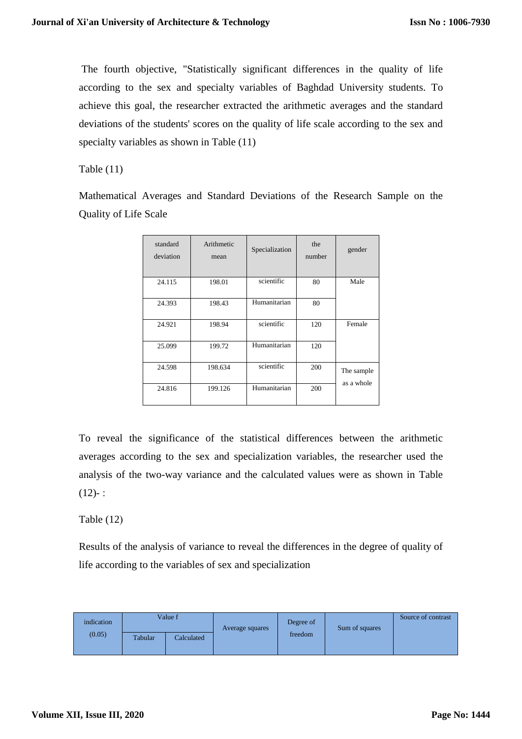The fourth objective, "Statistically significant differences in the quality of life according to the sex and specialty variables of Baghdad University students. To achieve this goal, the researcher extracted the arithmetic averages and the standard deviations of the students' scores on the quality of life scale according to the sex and specialty variables as shown in Table (11)

Table (11)

Mathematical Averages and Standard Deviations of the Research Sample on the Quality of Life Scale

| standard deviation | Arithmetic mean | Specialization | the number | gender |
|---|---|---|---|---|
| 24.115 | 198.01 | scientific | 80 | Male |
| 24.393 | 198.43 | Humanitarian | 80 | |
| 24.921 | 198.94 | scientific | 120 | Female |
| 25.099 | 199.72 | Humanitarian | 120 | |
| 24.598 | 198.634 | scientific | 200 | The sample as a whole |
| 24.816 | 199.126 | Humanitarian | 200 | |

To reveal the significance of the statistical differences between the arithmetic averages according to the sex and specialization variables, the researcher used the analysis of the two-way variance and the calculated values were as shown in Table (12)- :

Table (12)

Results of the analysis of variance to reveal the differences in the degree of quality of life according to the variables of sex and specialization

| indication (0.05) | Value f | | Average squares | Degree of freedom | Sum of squares | Source of contrast |
|---|---|---|---|---|---|---|
| | Tabular | Calculated | | | | |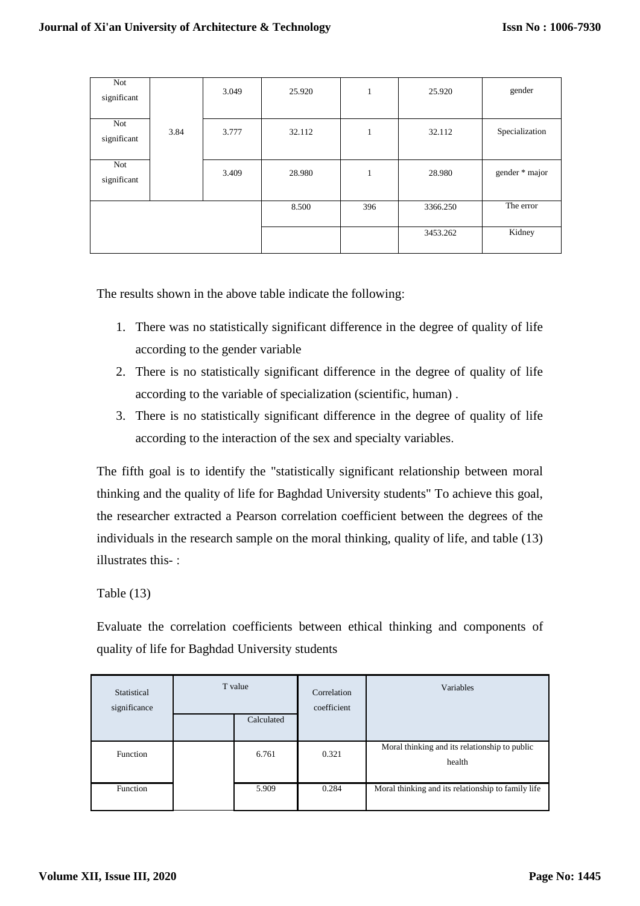| Not significant | 3.84 | 3.049 | 25.920 | 1 | 25.920 | gender |
|---|---|---|---|---|---|---|
| Not significant | | 3.777 | 32.112 | 1 | 32.112 | Specialization |
| Not significant | | 3.409 | 28.980 | 1 | 28.980 | gender * major |
| | | | 8.500 | 396 | 3366.250 | The error |
| | | | | | 3453.262 | Kidney |

The results shown in the above table indicate the following:

1. There was no statistically significant difference in the degree of quality of life according to the gender variable
2. There is no statistically significant difference in the degree of quality of life according to the variable of specialization (scientific, human) .
3. There is no statistically significant difference in the degree of quality of life according to the interaction of the sex and specialty variables.

The fifth goal is to identify the "statistically significant relationship between moral thinking and the quality of life for Baghdad University students" To achieve this goal, the researcher extracted a Pearson correlation coefficient between the degrees of the individuals in the research sample on the moral thinking, quality of life, and table (13) illustrates this- :

Table (13)

Evaluate the correlation coefficients between ethical thinking and components of quality of life for Baghdad University students

| Statistical significance | T value | | Correlation coefficient | Variables |
|---|---|---|---|---|
| | | Calculated | | |
| Function | | 6.761 | 0.321 | Moral thinking and its relationship to public health |
| Function | | 5.909 | 0.284 | Moral thinking and its relationship to family life |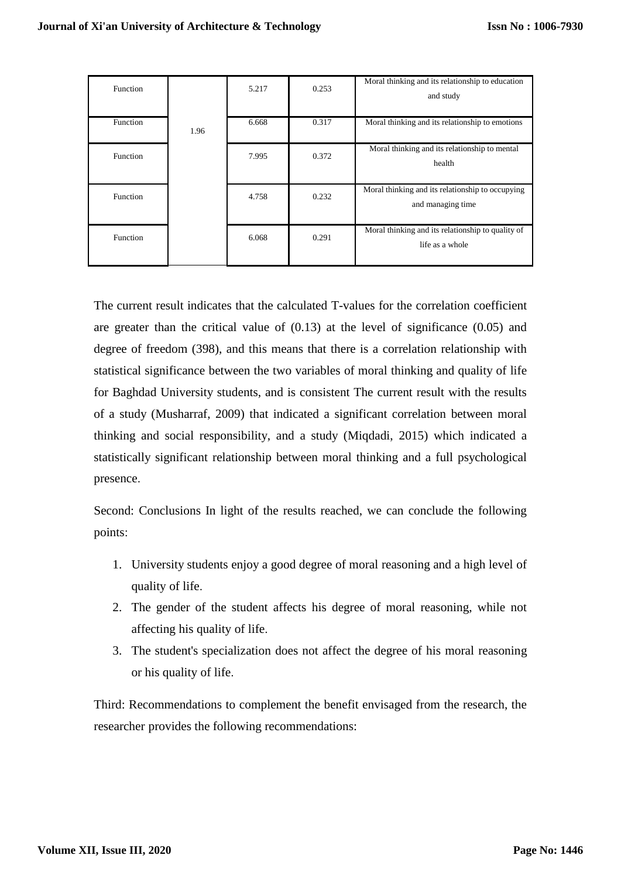| Function | 1.96 | 5.217 | 0.253 | Moral thinking and its relationship to education and study |
| --- | --- | --- | --- | --- |
| Function | | 6.668 | 0.317 | Moral thinking and its relationship to emotions |
| Function | | 7.995 | 0.372 | Moral thinking and its relationship to mental health |
| Function | | 4.758 | 0.232 | Moral thinking and its relationship to occupying and managing time |
| Function | | 6.068 | 0.291 | Moral thinking and its relationship to quality of life as a whole |

The current result indicates that the calculated T-values for the correlation coefficient are greater than the critical value of (0.13) at the level of significance (0.05) and degree of freedom (398), and this means that there is a correlation relationship with statistical significance between the two variables of moral thinking and quality of life for Baghdad University students, and is consistent The current result with the results of a study (Musharraf, 2009) that indicated a significant correlation between moral thinking and social responsibility, and a study (Miqdadi, 2015) which indicated a statistically significant relationship between moral thinking and a full psychological presence.

Second: Conclusions In light of the results reached, we can conclude the following points:

1. University students enjoy a good degree of moral reasoning and a high level of quality of life.
2. The gender of the student affects his degree of moral reasoning, while not affecting his quality of life.
3. The student's specialization does not affect the degree of his moral reasoning or his quality of life.

Third: Recommendations to complement the benefit envisaged from the research, the researcher provides the following recommendations: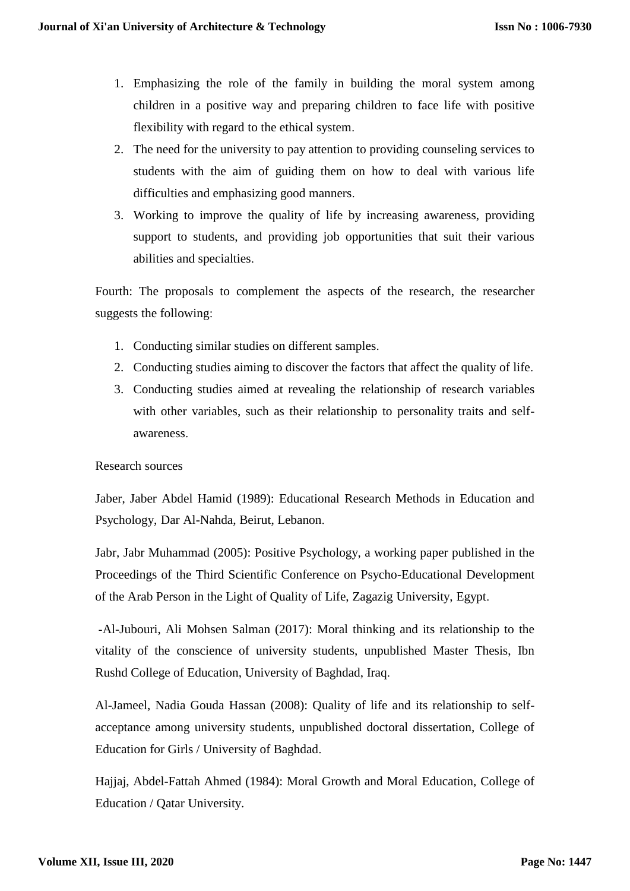1. Emphasizing the role of the family in building the moral system among children in a positive way and preparing children to face life with positive flexibility with regard to the ethical system.
2. The need for the university to pay attention to providing counseling services to students with the aim of guiding them on how to deal with various life difficulties and emphasizing good manners.
3. Working to improve the quality of life by increasing awareness, providing support to students, and providing job opportunities that suit their various abilities and specialties.

Fourth: The proposals to complement the aspects of the research, the researcher suggests the following:

1. Conducting similar studies on different samples.
2. Conducting studies aiming to discover the factors that affect the quality of life.
3. Conducting studies aimed at revealing the relationship of research variables with other variables, such as their relationship to personality traits and self-awareness.

Research sources

Jaber, Jaber Abdel Hamid (1989): Educational Research Methods in Education and Psychology, Dar Al-Nahda, Beirut, Lebanon.

Jabr, Jabr Muhammad (2005): Positive Psychology, a working paper published in the Proceedings of the Third Scientific Conference on Psycho-Educational Development of the Arab Person in the Light of Quality of Life, Zagazig University, Egypt.

-Al-Jubouri, Ali Mohsen Salman (2017): Moral thinking and its relationship to the vitality of the conscience of university students, unpublished Master Thesis, Ibn Rushd College of Education, University of Baghdad, Iraq.

Al-Jameel, Nadia Gouda Hassan (2008): Quality of life and its relationship to self-acceptance among university students, unpublished doctoral dissertation, College of Education for Girls / University of Baghdad.

Hajjaj, Abdel-Fattah Ahmed (1984): Moral Growth and Moral Education, College of Education / Qatar University.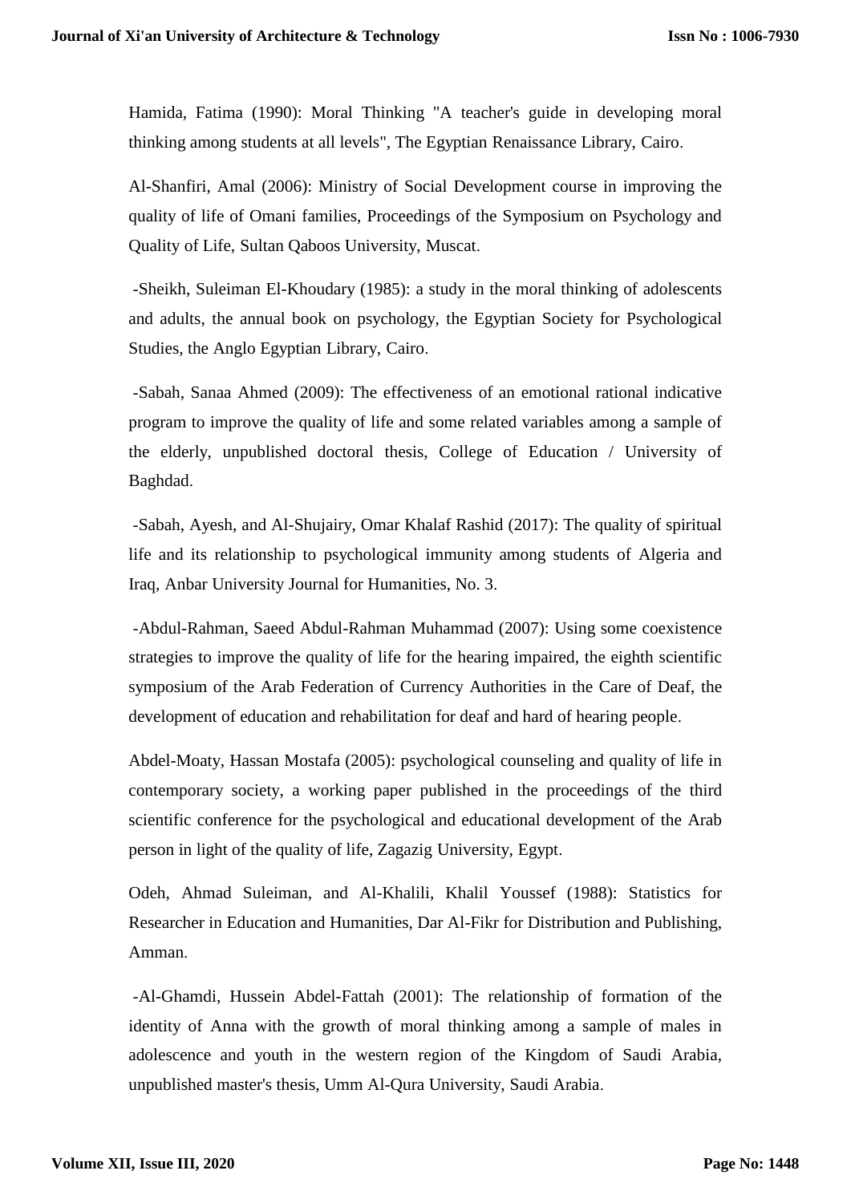Hamida, Fatima (1990): Moral Thinking "A teacher's guide in developing moral thinking among students at all levels", The Egyptian Renaissance Library, Cairo.

Al-Shanfiri, Amal (2006): Ministry of Social Development course in improving the quality of life of Omani families, Proceedings of the Symposium on Psychology and Quality of Life, Sultan Qaboos University, Muscat.

-Sheikh, Suleiman El-Khoudary (1985): a study in the moral thinking of adolescents and adults, the annual book on psychology, the Egyptian Society for Psychological Studies, the Anglo Egyptian Library, Cairo.

-Sabah, Sanaa Ahmed (2009): The effectiveness of an emotional rational indicative program to improve the quality of life and some related variables among a sample of the elderly, unpublished doctoral thesis, College of Education / University of Baghdad.

-Sabah, Ayesh, and Al-Shujairy, Omar Khalaf Rashid (2017): The quality of spiritual life and its relationship to psychological immunity among students of Algeria and Iraq, Anbar University Journal for Humanities, No. 3.

-Abdul-Rahman, Saeed Abdul-Rahman Muhammad (2007): Using some coexistence strategies to improve the quality of life for the hearing impaired, the eighth scientific symposium of the Arab Federation of Currency Authorities in the Care of Deaf, the development of education and rehabilitation for deaf and hard of hearing people.

Abdel-Moaty, Hassan Mostafa (2005): psychological counseling and quality of life in contemporary society, a working paper published in the proceedings of the third scientific conference for the psychological and educational development of the Arab person in light of the quality of life, Zagazig University, Egypt.

Odeh, Ahmad Suleiman, and Al-Khalili, Khalil Youssef (1988): Statistics for Researcher in Education and Humanities, Dar Al-Fikr for Distribution and Publishing, Amman.

-Al-Ghamdi, Hussein Abdel-Fattah (2001): The relationship of formation of the identity of Anna with the growth of moral thinking among a sample of males in adolescence and youth in the western region of the Kingdom of Saudi Arabia, unpublished master's thesis, Umm Al-Qura University, Saudi Arabia.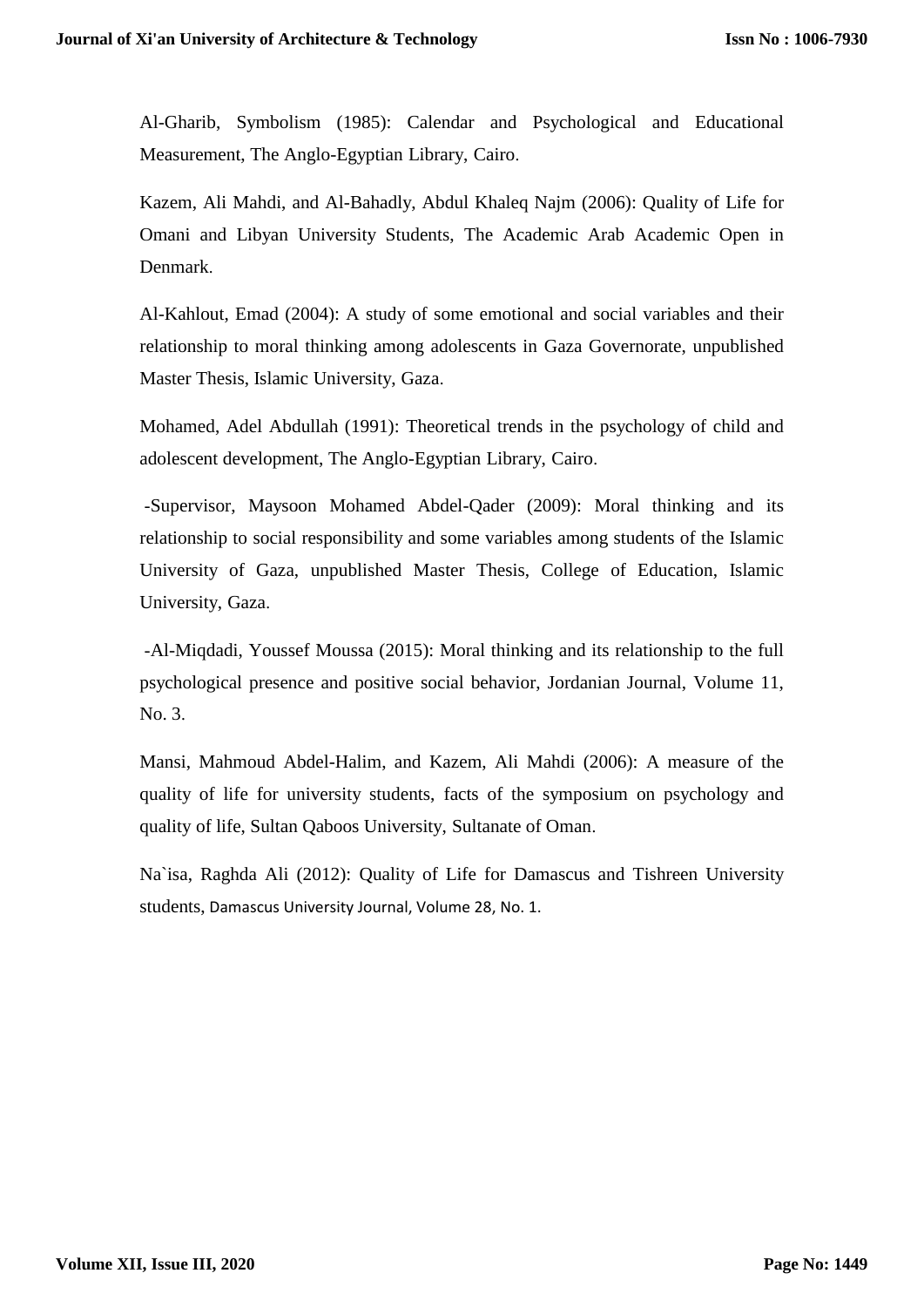Al-Gharib, Symbolism (1985): Calendar and Psychological and Educational Measurement, The Anglo-Egyptian Library, Cairo.

Kazem, Ali Mahdi, and Al-Bahadly, Abdul Khaleq Najm (2006): Quality of Life for Omani and Libyan University Students, The Academic Arab Academic Open in Denmark.

Al-Kahlout, Emad (2004): A study of some emotional and social variables and their relationship to moral thinking among adolescents in Gaza Governorate, unpublished Master Thesis, Islamic University, Gaza.

Mohamed, Adel Abdullah (1991): Theoretical trends in the psychology of child and adolescent development, The Anglo-Egyptian Library, Cairo.

-Supervisor, Maysoon Mohamed Abdel-Qader (2009): Moral thinking and its relationship to social responsibility and some variables among students of the Islamic University of Gaza, unpublished Master Thesis, College of Education, Islamic University, Gaza.

-Al-Miqdadi, Youssef Moussa (2015): Moral thinking and its relationship to the full psychological presence and positive social behavior, Jordanian Journal, Volume 11, No. 3.

Mansi, Mahmoud Abdel-Halim, and Kazem, Ali Mahdi (2006): A measure of the quality of life for university students, facts of the symposium on psychology and quality of life, Sultan Qaboos University, Sultanate of Oman.

Na`isa, Raghda Ali (2012): Quality of Life for Damascus and Tishreen University students, Damascus University Journal, Volume 28, No. 1.